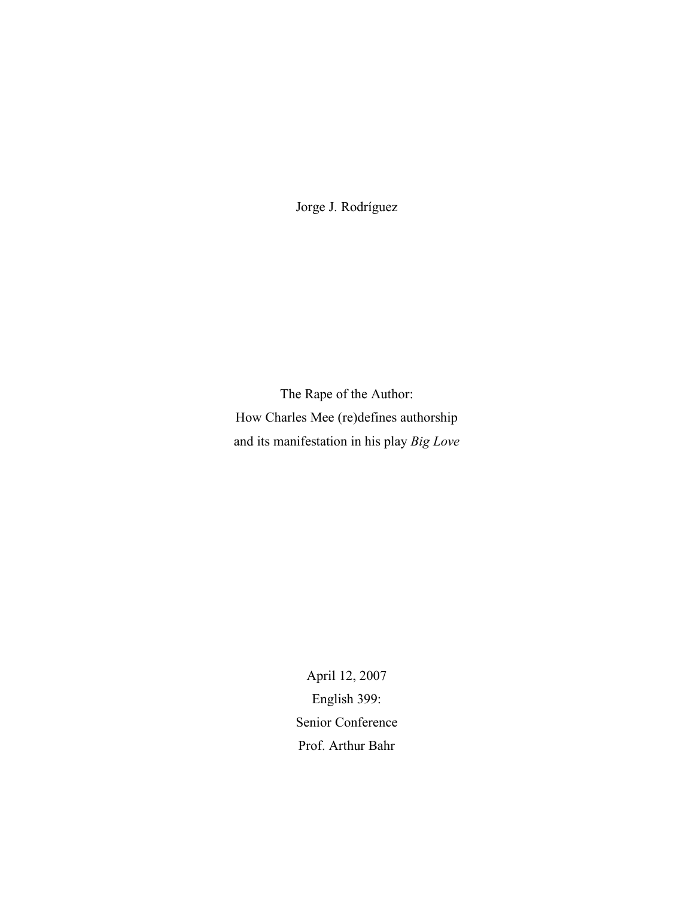Jorge J. Rodríguez

# The Rape of the Author: How Charles Mee (re)defines authorship and its manifestation in his play *Big Love*

April 12, 2007
English 399:
Senior Conference
Prof. Arthur Bahr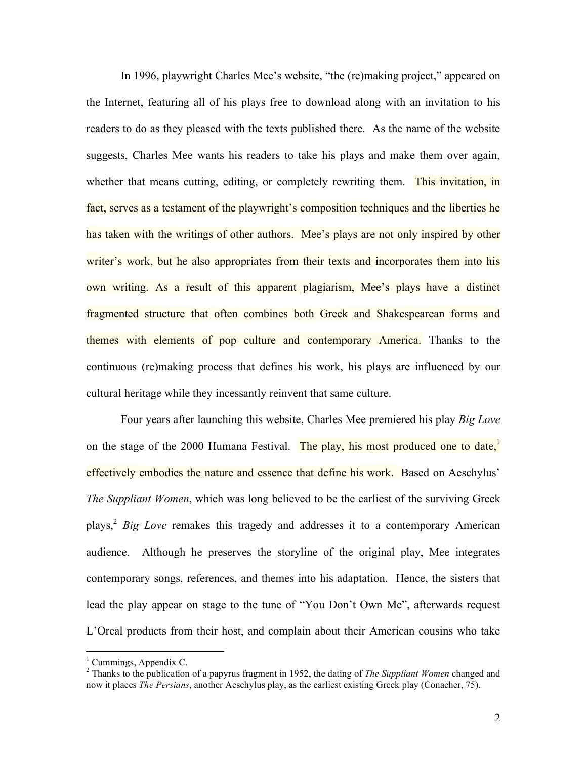In 1996, playwright Charles Mee's website, "the (re)making project," appeared on the Internet, featuring all of his plays free to download along with an invitation to his readers to do as they pleased with the texts published there. As the name of the website suggests, Charles Mee wants his readers to take his plays and make them over again, whether that means cutting, editing, or completely rewriting them. This invitation, in fact, serves as a testament of the playwright's composition techniques and the liberties he has taken with the writings of other authors. Mee's plays are not only inspired by other writer's work, but he also appropriates from their texts and incorporates them into his own writing. As a result of this apparent plagiarism, Mee's plays have a distinct fragmented structure that often combines both Greek and Shakespearean forms and themes with elements of pop culture and contemporary America. Thanks to the continuous (re)making process that defines his work, his plays are influenced by our cultural heritage while they incessantly reinvent that same culture.

Four years after launching this website, Charles Mee premiered his play *Big Love* on the stage of the 2000 Humana Festival. The play, his most produced one to date,[1] effectively embodies the nature and essence that define his work. Based on Aeschylus' *The Suppliant Women*, which was long believed to be the earliest of the surviving Greek plays,[2] *Big Love* remakes this tragedy and addresses it to a contemporary American audience. Although he preserves the storyline of the original play, Mee integrates contemporary songs, references, and themes into his adaptation. Hence, the sisters that lead the play appear on stage to the tune of "You Don't Own Me", afterwards request L'Oreal products from their host, and complain about their American cousins who take

---

[1] Cummings, Appendix C.

[2] Thanks to the publication of a papyrus fragment in 1952, the dating of *The Suppliant Women* changed and now it places *The Persians*, another Aeschylus play, as the earliest existing Greek play (Conacher, 75).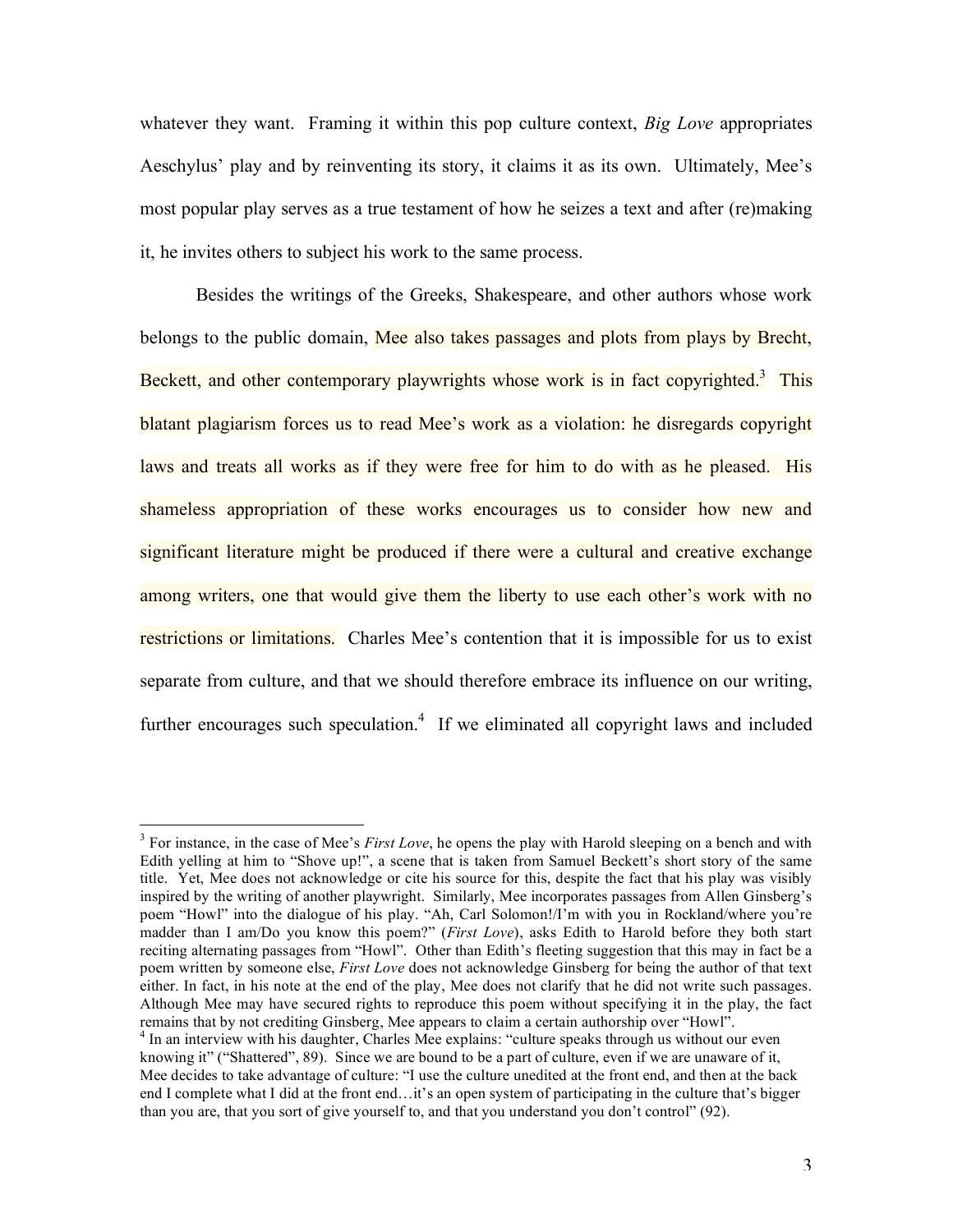whatever they want. Framing it within this pop culture context, *Big Love* appropriates Aeschylus' play and by reinventing its story, it claims it as its own. Ultimately, Mee's most popular play serves as a true testament of how he seizes a text and after (re)making it, he invites others to subject his work to the same process.

Besides the writings of the Greeks, Shakespeare, and other authors whose work belongs to the public domain, Mee also takes passages and plots from plays by Brecht, Beckett, and other contemporary playwrights whose work is in fact copyrighted.[3] This blatant plagiarism forces us to read Mee's work as a violation: he disregards copyright laws and treats all works as if they were free for him to do with as he pleased. His shameless appropriation of these works encourages us to consider how new and significant literature might be produced if there were a cultural and creative exchange among writers, one that would give them the liberty to use each other's work with no restrictions or limitations. Charles Mee's contention that it is impossible for us to exist separate from culture, and that we should therefore embrace its influence on our writing, further encourages such speculation.[4] If we eliminated all copyright laws and included

---

[3] For instance, in the case of Mee's *First Love*, he opens the play with Harold sleeping on a bench and with Edith yelling at him to "Shove up!", a scene that is taken from Samuel Beckett's short story of the same title. Yet, Mee does not acknowledge or cite his source for this, despite the fact that his play was visibly inspired by the writing of another playwright. Similarly, Mee incorporates passages from Allen Ginsberg's poem "Howl" into the dialogue of his play. "Ah, Carl Solomon!/I'm with you in Rockland/where you're madder than I am/Do you know this poem?" (*First Love*), asks Edith to Harold before they both start reciting alternating passages from "Howl". Other than Edith's fleeting suggestion that this may in fact be a poem written by someone else, *First Love* does not acknowledge Ginsberg for being the author of that text either. In fact, in his note at the end of the play, Mee does not clarify that he did not write such passages. Although Mee may have secured rights to reproduce this poem without specifying it in the play, the fact remains that by not crediting Ginsberg, Mee appears to claim a certain authorship over "Howl".

[4] In an interview with his daughter, Charles Mee explains: "culture speaks through us without our even knowing it" ("Shattered", 89). Since we are bound to be a part of culture, even if we are unaware of it, Mee decides to take advantage of culture: "I use the culture unedited at the front end, and then at the back end I complete what I did at the front end…it's an open system of participating in the culture that's bigger than you are, that you sort of give yourself to, and that you understand you don't control" (92).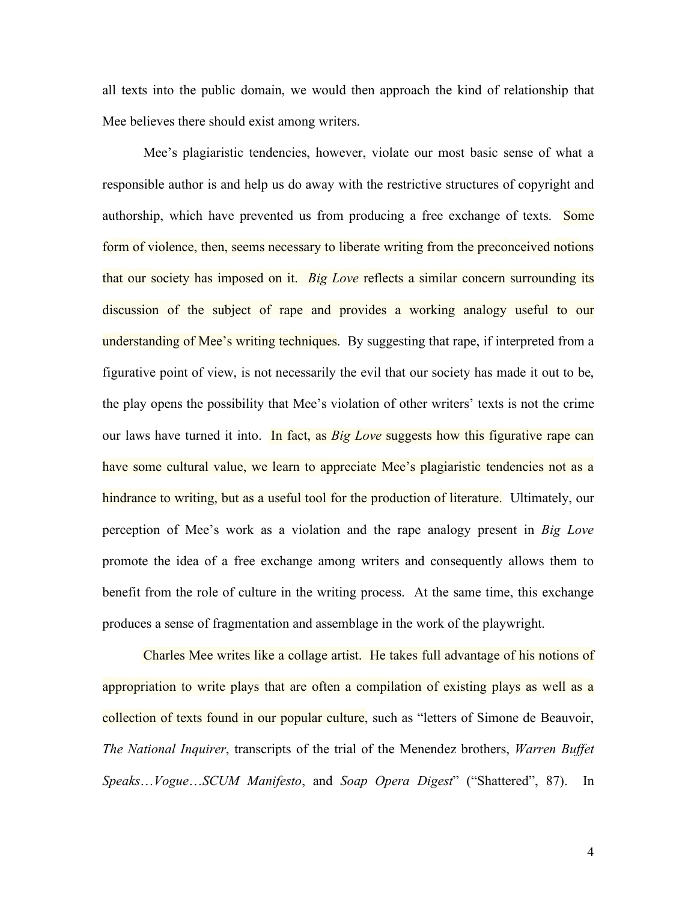all texts into the public domain, we would then approach the kind of relationship that Mee believes there should exist among writers.

Mee's plagiaristic tendencies, however, violate our most basic sense of what a responsible author is and help us do away with the restrictive structures of copyright and authorship, which have prevented us from producing a free exchange of texts. Some form of violence, then, seems necessary to liberate writing from the preconceived notions that our society has imposed on it. *Big Love* reflects a similar concern surrounding its discussion of the subject of rape and provides a working analogy useful to our understanding of Mee's writing techniques. By suggesting that rape, if interpreted from a figurative point of view, is not necessarily the evil that our society has made it out to be, the play opens the possibility that Mee's violation of other writers' texts is not the crime our laws have turned it into. In fact, as *Big Love* suggests how this figurative rape can have some cultural value, we learn to appreciate Mee's plagiaristic tendencies not as a hindrance to writing, but as a useful tool for the production of literature. Ultimately, our perception of Mee's work as a violation and the rape analogy present in *Big Love* promote the idea of a free exchange among writers and consequently allows them to benefit from the role of culture in the writing process. At the same time, this exchange produces a sense of fragmentation and assemblage in the work of the playwright.

Charles Mee writes like a collage artist. He takes full advantage of his notions of appropriation to write plays that are often a compilation of existing plays as well as a collection of texts found in our popular culture, such as "letters of Simone de Beauvoir, *The National Inquirer*, transcripts of the trial of the Menendez brothers, *Warren Buffet Speaks*…*Vogue*…*SCUM Manifesto*, and *Soap Opera Digest*" ("Shattered", 87). In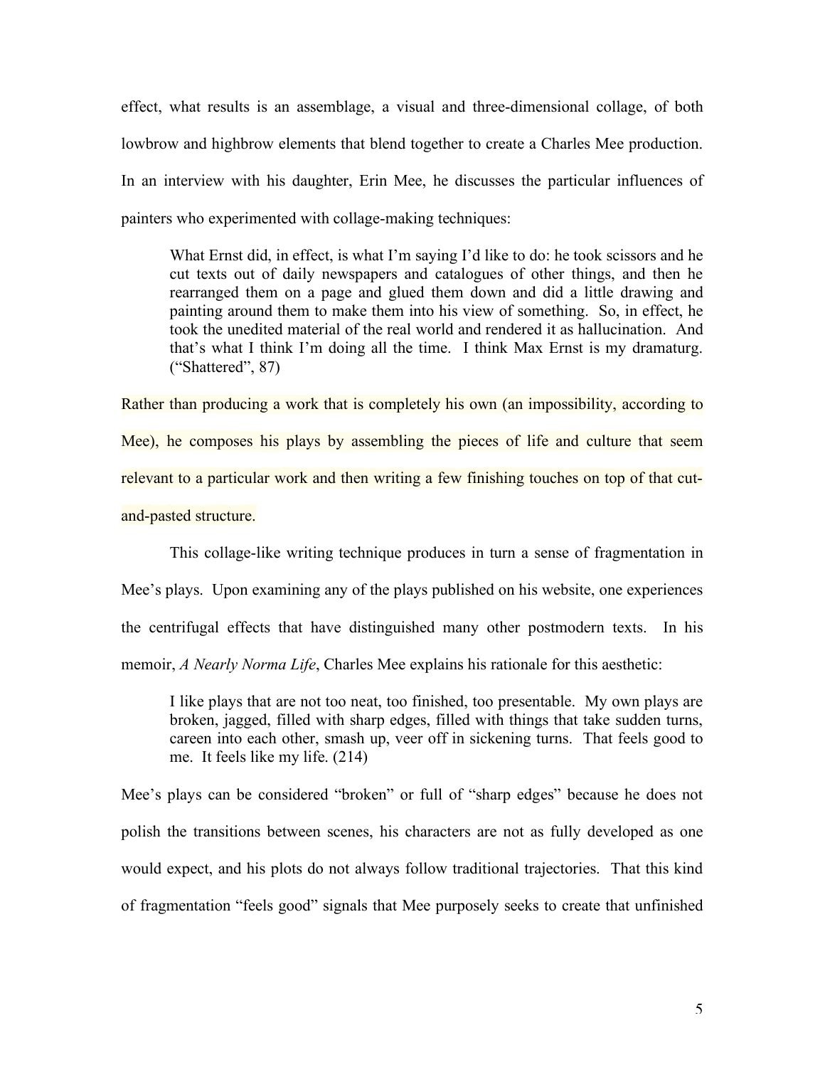effect, what results is an assemblage, a visual and three-dimensional collage, of both lowbrow and highbrow elements that blend together to create a Charles Mee production. In an interview with his daughter, Erin Mee, he discusses the particular influences of painters who experimented with collage-making techniques:

> What Ernst did, in effect, is what I'm saying I'd like to do: he took scissors and he cut texts out of daily newspapers and catalogues of other things, and then he rearranged them on a page and glued them down and did a little drawing and painting around them to make them into his view of something. So, in effect, he took the unedited material of the real world and rendered it as hallucination. And that's what I think I'm doing all the time. I think Max Ernst is my dramaturg. ("Shattered", 87)

Rather than producing a work that is completely his own (an impossibility, according to Mee), he composes his plays by assembling the pieces of life and culture that seem relevant to a particular work and then writing a few finishing touches on top of that cut-and-pasted structure.

This collage-like writing technique produces in turn a sense of fragmentation in Mee's plays. Upon examining any of the plays published on his website, one experiences the centrifugal effects that have distinguished many other postmodern texts. In his memoir, *A Nearly Norma Life*, Charles Mee explains his rationale for this aesthetic:

> I like plays that are not too neat, too finished, too presentable. My own plays are broken, jagged, filled with sharp edges, filled with things that take sudden turns, careen into each other, smash up, veer off in sickening turns. That feels good to me. It feels like my life. (214)

Mee's plays can be considered "broken" or full of "sharp edges" because he does not polish the transitions between scenes, his characters are not as fully developed as one would expect, and his plots do not always follow traditional trajectories. That this kind of fragmentation "feels good" signals that Mee purposely seeks to create that unfinished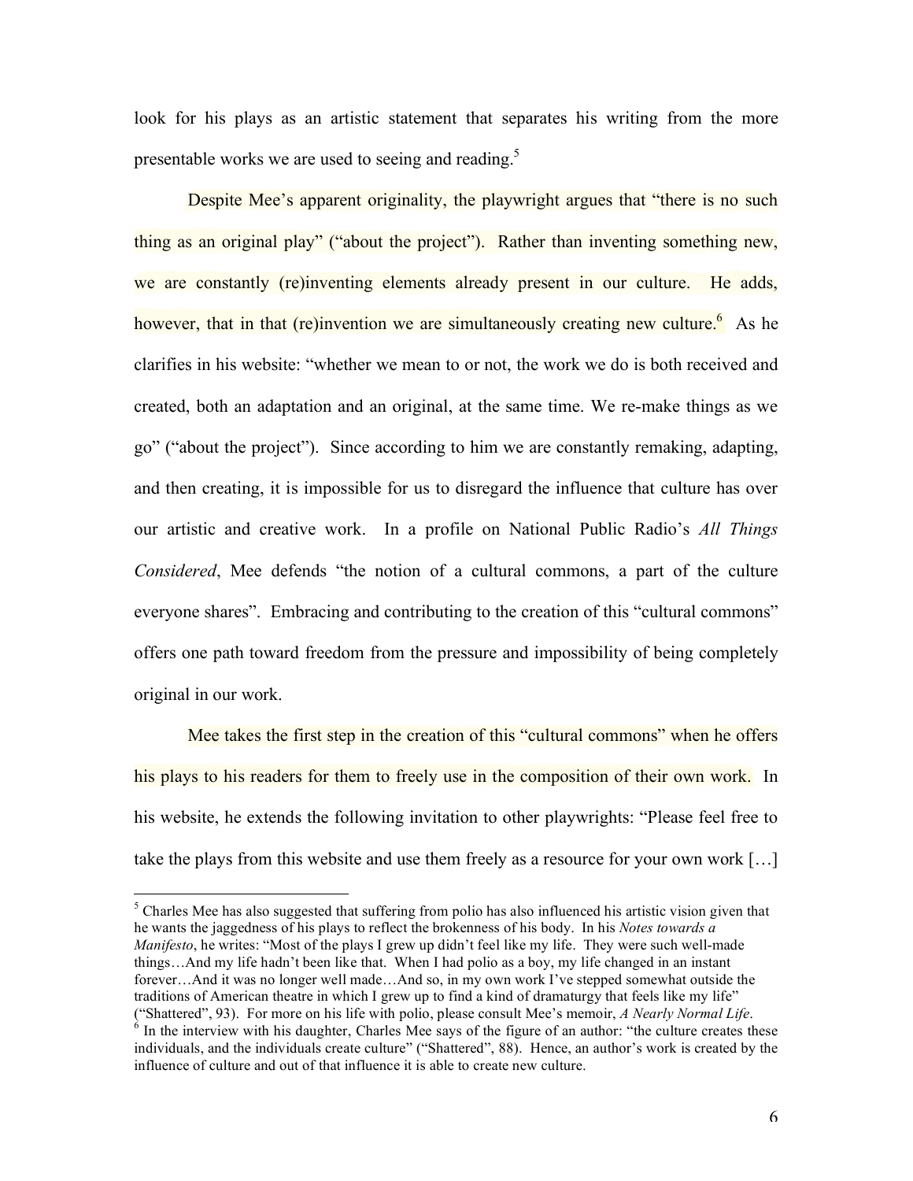look for his plays as an artistic statement that separates his writing from the more presentable works we are used to seeing and reading.[5]

Despite Mee's apparent originality, the playwright argues that "there is no such thing as an original play" ("about the project"). Rather than inventing something new, we are constantly (re)inventing elements already present in our culture. He adds, however, that in that (re)invention we are simultaneously creating new culture.[6] As he clarifies in his website: "whether we mean to or not, the work we do is both received and created, both an adaptation and an original, at the same time. We re-make things as we go" ("about the project"). Since according to him we are constantly remaking, adapting, and then creating, it is impossible for us to disregard the influence that culture has over our artistic and creative work. In a profile on National Public Radio's *All Things Considered*, Mee defends "the notion of a cultural commons, a part of the culture everyone shares". Embracing and contributing to the creation of this "cultural commons" offers one path toward freedom from the pressure and impossibility of being completely original in our work.

Mee takes the first step in the creation of this "cultural commons" when he offers his plays to his readers for them to freely use in the composition of their own work. In his website, he extends the following invitation to other playwrights: "Please feel free to take the plays from this website and use them freely as a resource for your own work […]

---

[5] Charles Mee has also suggested that suffering from polio has also influenced his artistic vision given that he wants the jaggedness of his plays to reflect the brokenness of his body. In his *Notes towards a Manifesto*, he writes: "Most of the plays I grew up didn't feel like my life. They were such well-made things…And my life hadn't been like that. When I had polio as a boy, my life changed in an instant forever…And it was no longer well made…And so, in my own work I've stepped somewhat outside the traditions of American theatre in which I grew up to find a kind of dramaturgy that feels like my life" ("Shattered", 93). For more on his life with polio, please consult Mee's memoir, *A Nearly Normal Life*.

[6] In the interview with his daughter, Charles Mee says of the figure of an author: "the culture creates these individuals, and the individuals create culture" ("Shattered", 88). Hence, an author's work is created by the influence of culture and out of that influence it is able to create new culture.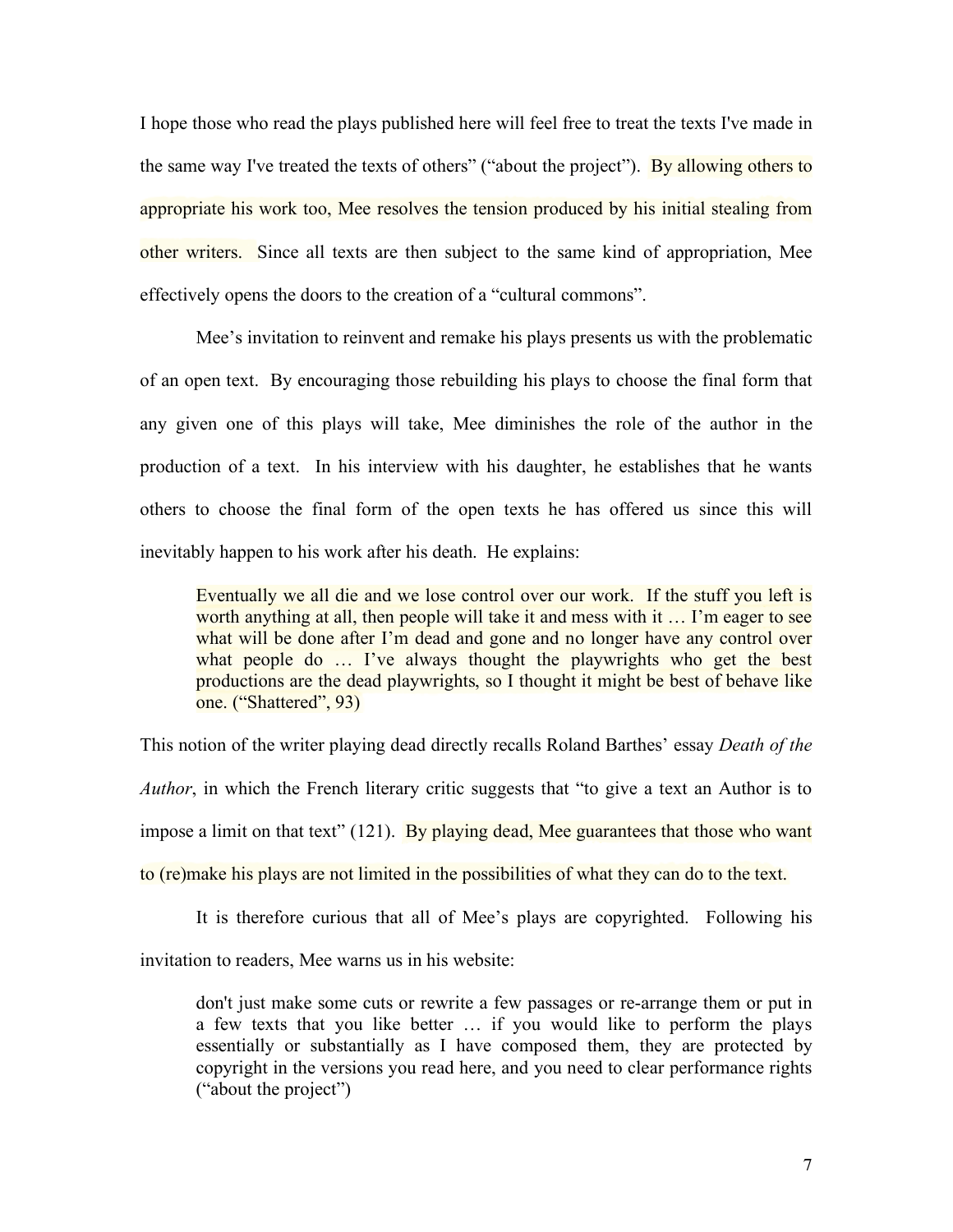I hope those who read the plays published here will feel free to treat the texts I've made in the same way I've treated the texts of others" ("about the project"). By allowing others to appropriate his work too, Mee resolves the tension produced by his initial stealing from other writers. Since all texts are then subject to the same kind of appropriation, Mee effectively opens the doors to the creation of a "cultural commons".

Mee's invitation to reinvent and remake his plays presents us with the problematic of an open text. By encouraging those rebuilding his plays to choose the final form that any given one of this plays will take, Mee diminishes the role of the author in the production of a text. In his interview with his daughter, he establishes that he wants others to choose the final form of the open texts he has offered us since this will inevitably happen to his work after his death. He explains:

> Eventually we all die and we lose control over our work. If the stuff you left is worth anything at all, then people will take it and mess with it … I'm eager to see what will be done after I'm dead and gone and no longer have any control over what people do … I've always thought the playwrights who get the best productions are the dead playwrights, so I thought it might be best of behave like one. ("Shattered", 93)

This notion of the writer playing dead directly recalls Roland Barthes' essay *Death of the Author*, in which the French literary critic suggests that "to give a text an Author is to impose a limit on that text" (121). By playing dead, Mee guarantees that those who want to (re)make his plays are not limited in the possibilities of what they can do to the text.

It is therefore curious that all of Mee's plays are copyrighted. Following his invitation to readers, Mee warns us in his website:

> don't just make some cuts or rewrite a few passages or re-arrange them or put in a few texts that you like better … if you would like to perform the plays essentially or substantially as I have composed them, they are protected by copyright in the versions you read here, and you need to clear performance rights ("about the project")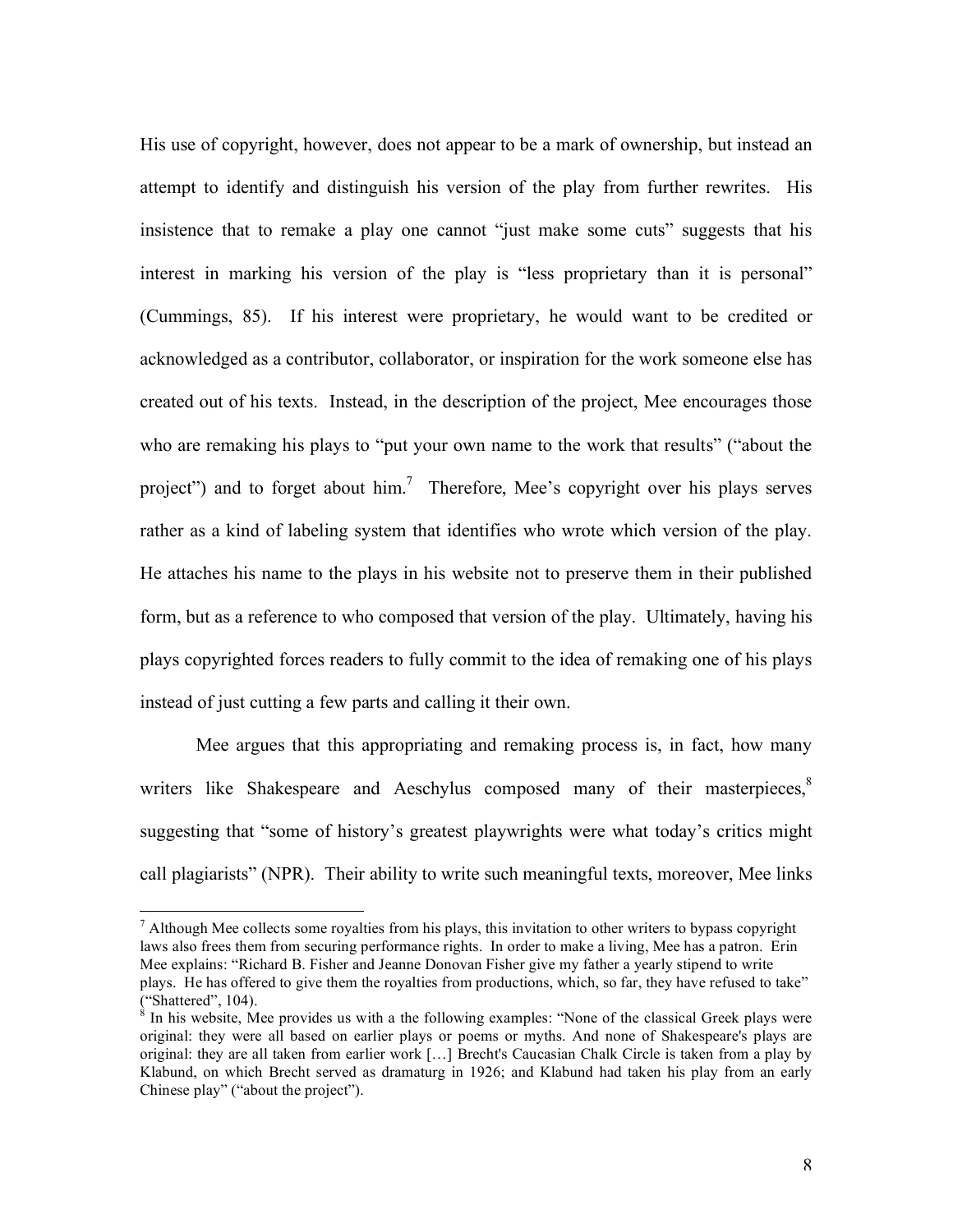His use of copyright, however, does not appear to be a mark of ownership, but instead an attempt to identify and distinguish his version of the play from further rewrites. His insistence that to remake a play one cannot "just make some cuts" suggests that his interest in marking his version of the play is "less proprietary than it is personal" (Cummings, 85). If his interest were proprietary, he would want to be credited or acknowledged as a contributor, collaborator, or inspiration for the work someone else has created out of his texts. Instead, in the description of the project, Mee encourages those who are remaking his plays to "put your own name to the work that results" ("about the project") and to forget about him.[7] Therefore, Mee's copyright over his plays serves rather as a kind of labeling system that identifies who wrote which version of the play. He attaches his name to the plays in his website not to preserve them in their published form, but as a reference to who composed that version of the play. Ultimately, having his plays copyrighted forces readers to fully commit to the idea of remaking one of his plays instead of just cutting a few parts and calling it their own.

Mee argues that this appropriating and remaking process is, in fact, how many writers like Shakespeare and Aeschylus composed many of their masterpieces,[8] suggesting that "some of history's greatest playwrights were what today's critics might call plagiarists" (NPR). Their ability to write such meaningful texts, moreover, Mee links

---

[7] Although Mee collects some royalties from his plays, this invitation to other writers to bypass copyright laws also frees them from securing performance rights. In order to make a living, Mee has a patron. Erin Mee explains: "Richard B. Fisher and Jeanne Donovan Fisher give my father a yearly stipend to write plays. He has offered to give them the royalties from productions, which, so far, they have refused to take" ("Shattered", 104).

[8] In his website, Mee provides us with a the following examples: "None of the classical Greek plays were original: they were all based on earlier plays or poems or myths. And none of Shakespeare's plays are original: they are all taken from earlier work […] Brecht's Caucasian Chalk Circle is taken from a play by Klabund, on which Brecht served as dramaturg in 1926; and Klabund had taken his play from an early Chinese play" ("about the project").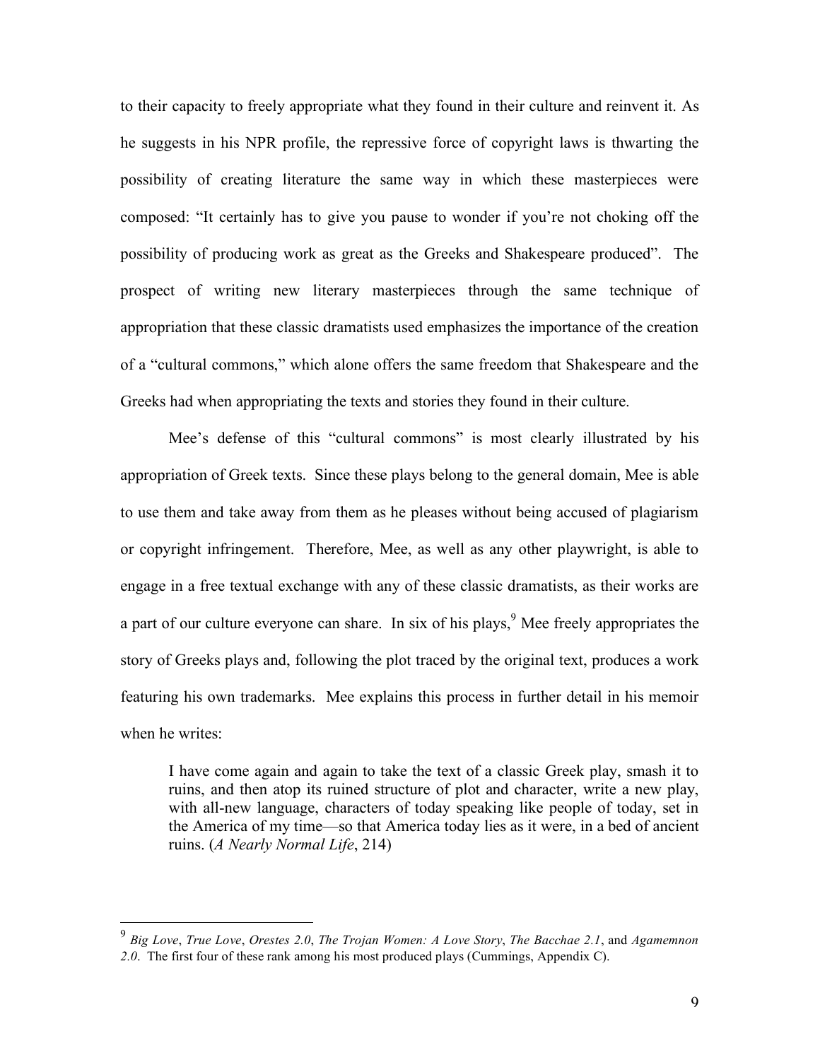to their capacity to freely appropriate what they found in their culture and reinvent it. As he suggests in his NPR profile, the repressive force of copyright laws is thwarting the possibility of creating literature the same way in which these masterpieces were composed: "It certainly has to give you pause to wonder if you're not choking off the possibility of producing work as great as the Greeks and Shakespeare produced". The prospect of writing new literary masterpieces through the same technique of appropriation that these classic dramatists used emphasizes the importance of the creation of a "cultural commons," which alone offers the same freedom that Shakespeare and the Greeks had when appropriating the texts and stories they found in their culture.

Mee's defense of this "cultural commons" is most clearly illustrated by his appropriation of Greek texts. Since these plays belong to the general domain, Mee is able to use them and take away from them as he pleases without being accused of plagiarism or copyright infringement. Therefore, Mee, as well as any other playwright, is able to engage in a free textual exchange with any of these classic dramatists, as their works are a part of our culture everyone can share. In six of his plays,[9] Mee freely appropriates the story of Greeks plays and, following the plot traced by the original text, produces a work featuring his own trademarks. Mee explains this process in further detail in his memoir when he writes:

> I have come again and again to take the text of a classic Greek play, smash it to ruins, and then atop its ruined structure of plot and character, write a new play, with all-new language, characters of today speaking like people of today, set in the America of my time—so that America today lies as it were, in a bed of ancient ruins. (*A Nearly Normal Life*, 214)

---

[9] *Big Love*, *True Love*, *Orestes 2.0*, *The Trojan Women: A Love Story*, *The Bacchae 2.1*, and *Agamemnon 2.0*. The first four of these rank among his most produced plays (Cummings, Appendix C).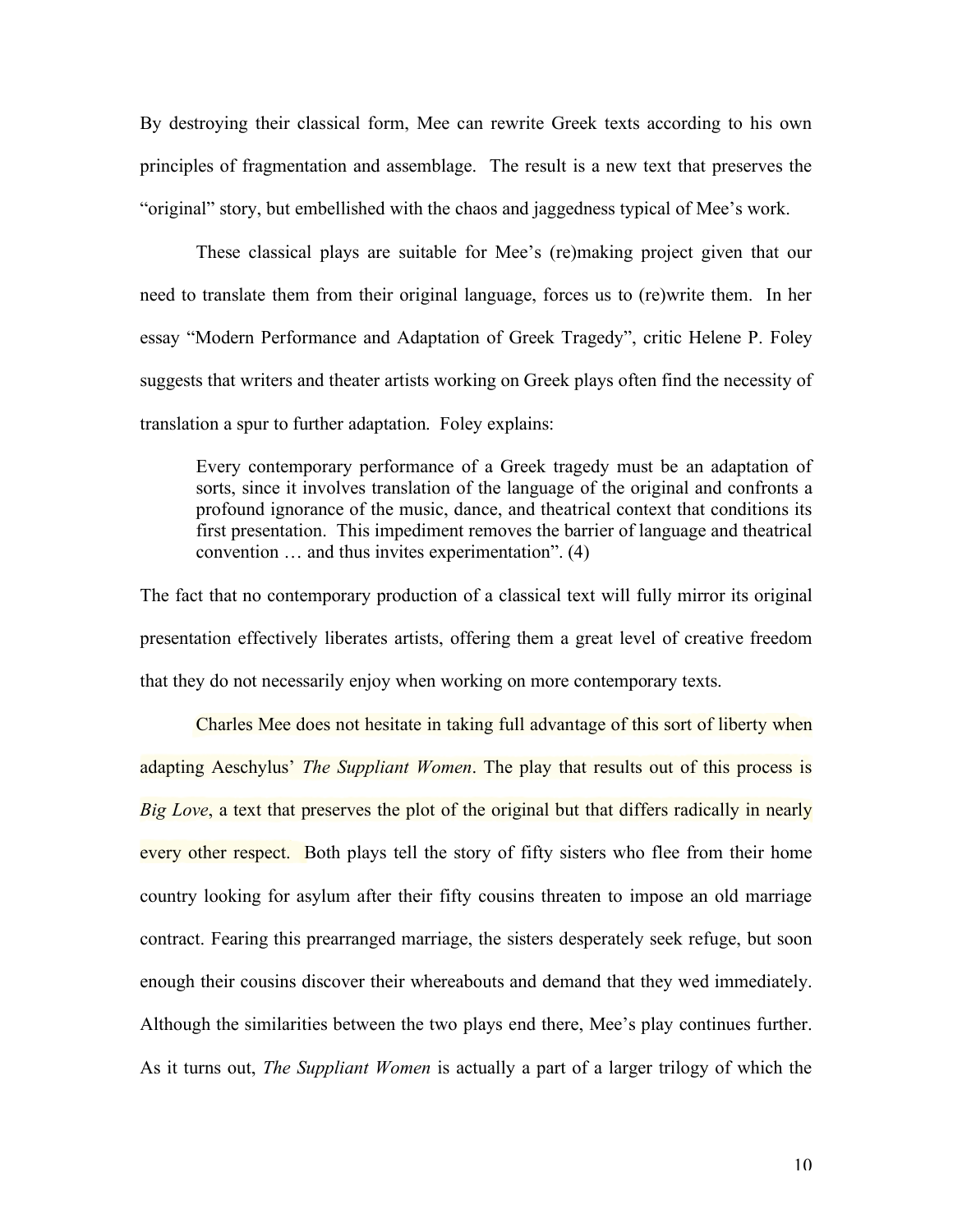By destroying their classical form, Mee can rewrite Greek texts according to his own principles of fragmentation and assemblage. The result is a new text that preserves the "original" story, but embellished with the chaos and jaggedness typical of Mee's work.

These classical plays are suitable for Mee's (re)making project given that our need to translate them from their original language, forces us to (re)write them. In her essay "Modern Performance and Adaptation of Greek Tragedy", critic Helene P. Foley suggests that writers and theater artists working on Greek plays often find the necessity of translation a spur to further adaptation. Foley explains:

> Every contemporary performance of a Greek tragedy must be an adaptation of sorts, since it involves translation of the language of the original and confronts a profound ignorance of the music, dance, and theatrical context that conditions its first presentation. This impediment removes the barrier of language and theatrical convention … and thus invites experimentation". (4)

The fact that no contemporary production of a classical text will fully mirror its original presentation effectively liberates artists, offering them a great level of creative freedom that they do not necessarily enjoy when working on more contemporary texts.

Charles Mee does not hesitate in taking full advantage of this sort of liberty when adapting Aeschylus' *The Suppliant Women*. The play that results out of this process is *Big Love*, a text that preserves the plot of the original but that differs radically in nearly every other respect. Both plays tell the story of fifty sisters who flee from their home country looking for asylum after their fifty cousins threaten to impose an old marriage contract. Fearing this prearranged marriage, the sisters desperately seek refuge, but soon enough their cousins discover their whereabouts and demand that they wed immediately. Although the similarities between the two plays end there, Mee's play continues further. As it turns out, *The Suppliant Women* is actually a part of a larger trilogy of which the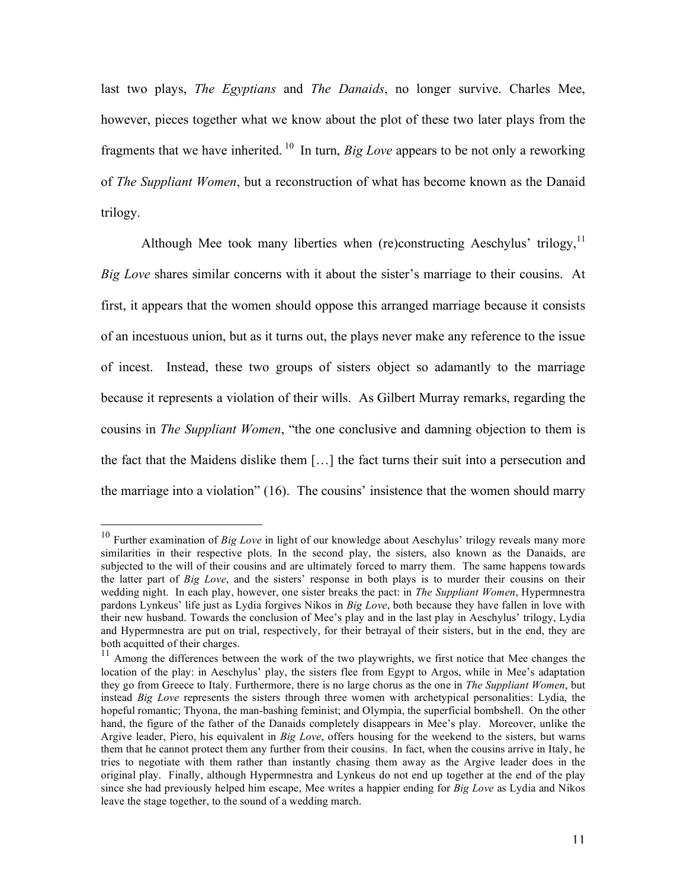last two plays, *The Egyptians* and *The Danaids*, no longer survive. Charles Mee, however, pieces together what we know about the plot of these two later plays from the fragments that we have inherited.[10] In turn, *Big Love* appears to be not only a reworking of *The Suppliant Women*, but a reconstruction of what has become known as the Danaid trilogy.

Although Mee took many liberties when (re)constructing Aeschylus' trilogy,[11] *Big Love* shares similar concerns with it about the sister's marriage to their cousins. At first, it appears that the women should oppose this arranged marriage because it consists of an incestuous union, but as it turns out, the plays never make any reference to the issue of incest. Instead, these two groups of sisters object so adamantly to the marriage because it represents a violation of their wills. As Gilbert Murray remarks, regarding the cousins in *The Suppliant Women*, "the one conclusive and damning objection to them is the fact that the Maidens dislike them […] the fact turns their suit into a persecution and the marriage into a violation" (16). The cousins' insistence that the women should marry

---

[10] Further examination of *Big Love* in light of our knowledge about Aeschylus' trilogy reveals many more similarities in their respective plots. In the second play, the sisters, also known as the Danaids, are subjected to the will of their cousins and are ultimately forced to marry them. The same happens towards the latter part of *Big Love*, and the sisters' response in both plays is to murder their cousins on their wedding night. In each play, however, one sister breaks the pact: in *The Suppliant Women*, Hypermnestra pardons Lynkeus' life just as Lydia forgives Nikos in *Big Love*, both because they have fallen in love with their new husband. Towards the conclusion of Mee's play and in the last play in Aeschylus' trilogy, Lydia and Hypermnestra are put on trial, respectively, for their betrayal of their sisters, but in the end, they are both acquitted of their charges.

[11] Among the differences between the work of the two playwrights, we first notice that Mee changes the location of the play: in Aeschylus' play, the sisters flee from Egypt to Argos, while in Mee's adaptation they go from Greece to Italy. Furthermore, there is no large chorus as the one in *The Suppliant Women*, but instead *Big Love* represents the sisters through three women with archetypical personalities: Lydia, the hopeful romantic; Thyona, the man-bashing feminist; and Olympia, the superficial bombshell. On the other hand, the figure of the father of the Danaids completely disappears in Mee's play. Moreover, unlike the Argive leader, Piero, his equivalent in *Big Love*, offers housing for the weekend to the sisters, but warns them that he cannot protect them any further from their cousins. In fact, when the cousins arrive in Italy, he tries to negotiate with them rather than instantly chasing them away as the Argive leader does in the original play. Finally, although Hypermnestra and Lynkeus do not end up together at the end of the play since she had previously helped him escape, Mee writes a happier ending for *Big Love* as Lydia and Nikos leave the stage together, to the sound of a wedding march.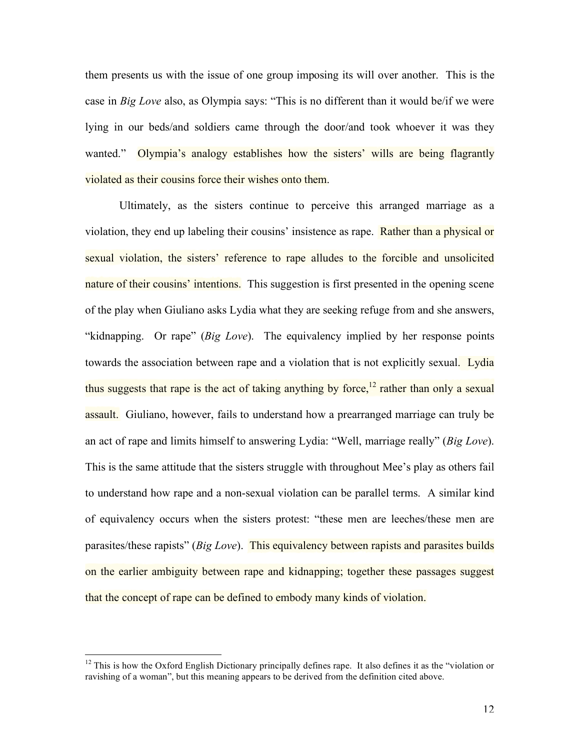them presents us with the issue of one group imposing its will over another. This is the case in *Big Love* also, as Olympia says: "This is no different than it would be/if we were lying in our beds/and soldiers came through the door/and took whoever it was they wanted." Olympia's analogy establishes how the sisters' wills are being flagrantly violated as their cousins force their wishes onto them.

Ultimately, as the sisters continue to perceive this arranged marriage as a violation, they end up labeling their cousins' insistence as rape. Rather than a physical or sexual violation, the sisters' reference to rape alludes to the forcible and unsolicited nature of their cousins' intentions. This suggestion is first presented in the opening scene of the play when Giuliano asks Lydia what they are seeking refuge from and she answers, "kidnapping. Or rape" (*Big Love*). The equivalency implied by her response points towards the association between rape and a violation that is not explicitly sexual. Lydia thus suggests that rape is the act of taking anything by force,[12] rather than only a sexual assault. Giuliano, however, fails to understand how a prearranged marriage can truly be an act of rape and limits himself to answering Lydia: "Well, marriage really" (*Big Love*). This is the same attitude that the sisters struggle with throughout Mee's play as others fail to understand how rape and a non-sexual violation can be parallel terms. A similar kind of equivalency occurs when the sisters protest: "these men are leeches/these men are parasites/these rapists" (*Big Love*). This equivalency between rapists and parasites builds on the earlier ambiguity between rape and kidnapping; together these passages suggest that the concept of rape can be defined to embody many kinds of violation.

---

[12] This is how the Oxford English Dictionary principally defines rape. It also defines it as the "violation or ravishing of a woman", but this meaning appears to be derived from the definition cited above.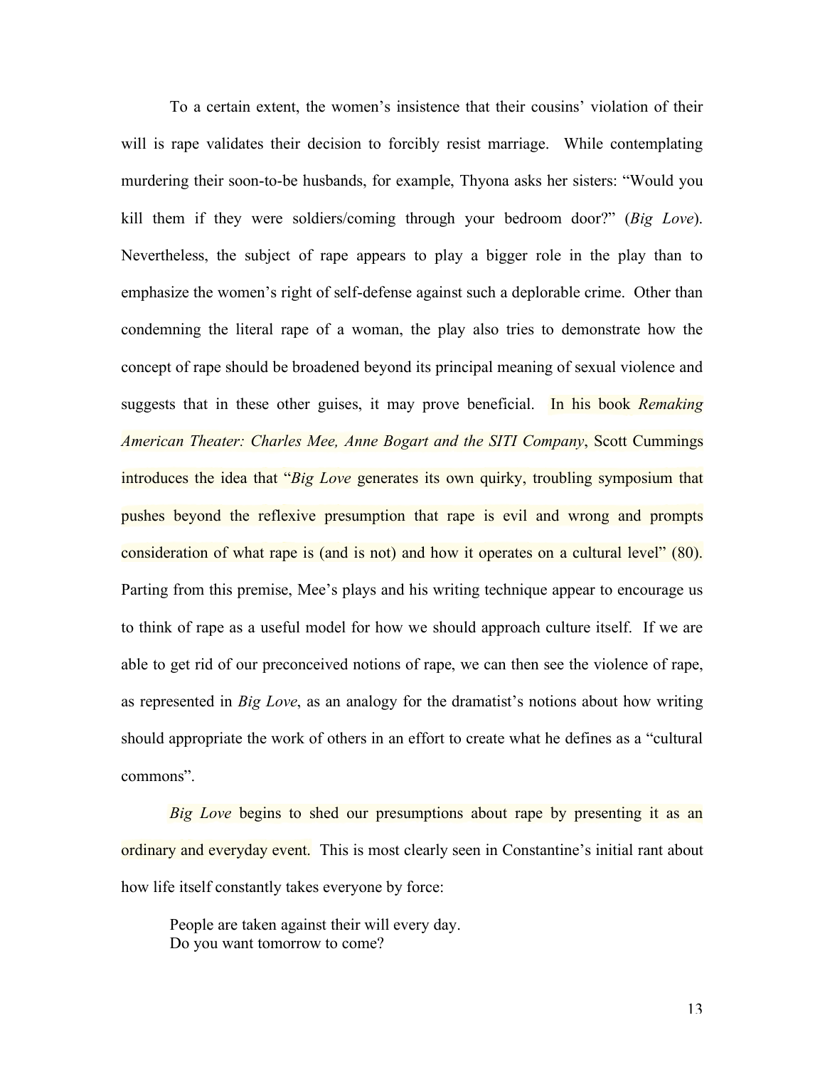To a certain extent, the women's insistence that their cousins' violation of their will is rape validates their decision to forcibly resist marriage. While contemplating murdering their soon-to-be husbands, for example, Thyona asks her sisters: "Would you kill them if they were soldiers/coming through your bedroom door?" (*Big Love*). Nevertheless, the subject of rape appears to play a bigger role in the play than to emphasize the women's right of self-defense against such a deplorable crime. Other than condemning the literal rape of a woman, the play also tries to demonstrate how the concept of rape should be broadened beyond its principal meaning of sexual violence and suggests that in these other guises, it may prove beneficial. In his book *Remaking American Theater: Charles Mee, Anne Bogart and the SITI Company*, Scott Cummings introduces the idea that "*Big Love* generates its own quirky, troubling symposium that pushes beyond the reflexive presumption that rape is evil and wrong and prompts consideration of what rape is (and is not) and how it operates on a cultural level" (80). Parting from this premise, Mee's plays and his writing technique appear to encourage us to think of rape as a useful model for how we should approach culture itself. If we are able to get rid of our preconceived notions of rape, we can then see the violence of rape, as represented in *Big Love*, as an analogy for the dramatist's notions about how writing should appropriate the work of others in an effort to create what he defines as a "cultural commons".

*Big Love* begins to shed our presumptions about rape by presenting it as an ordinary and everyday event. This is most clearly seen in Constantine's initial rant about how life itself constantly takes everyone by force:

> People are taken against their will every day.
> Do you want tomorrow to come?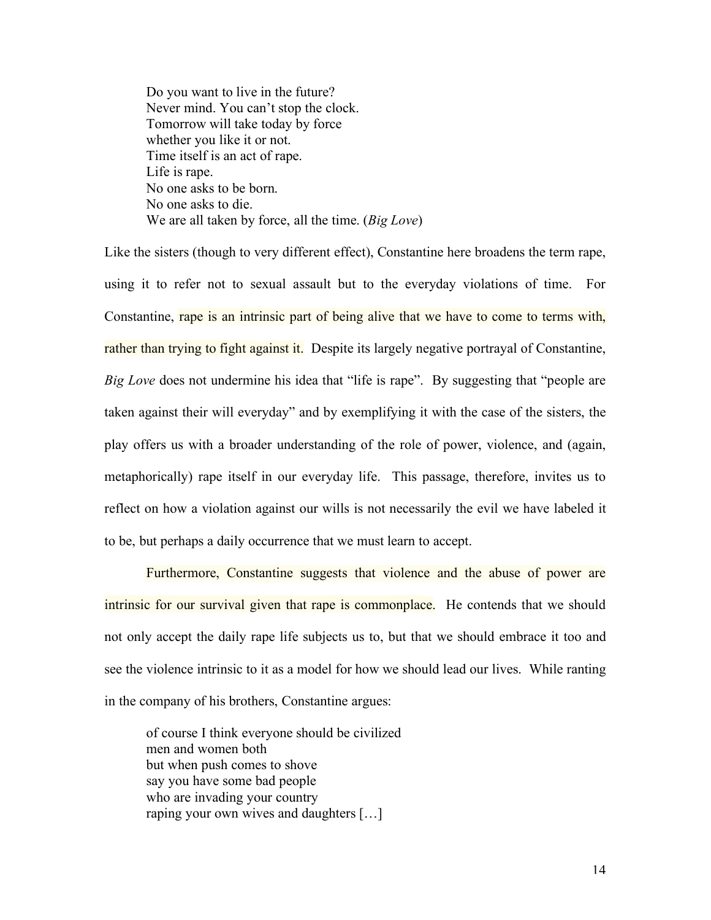> Do you want to live in the future?
> Never mind. You can't stop the clock.
> Tomorrow will take today by force
> whether you like it or not.
> Time itself is an act of rape.
> Life is rape.
> No one asks to be born.
> No one asks to die.
> We are all taken by force, all the time. (*Big Love*)

Like the sisters (though to very different effect), Constantine here broadens the term rape, using it to refer not to sexual assault but to the everyday violations of time. For Constantine, rape is an intrinsic part of being alive that we have to come to terms with, rather than trying to fight against it. Despite its largely negative portrayal of Constantine, *Big Love* does not undermine his idea that "life is rape". By suggesting that "people are taken against their will everyday" and by exemplifying it with the case of the sisters, the play offers us with a broader understanding of the role of power, violence, and (again, metaphorically) rape itself in our everyday life. This passage, therefore, invites us to reflect on how a violation against our wills is not necessarily the evil we have labeled it to be, but perhaps a daily occurrence that we must learn to accept.

Furthermore, Constantine suggests that violence and the abuse of power are intrinsic for our survival given that rape is commonplace. He contends that we should not only accept the daily rape life subjects us to, but that we should embrace it too and see the violence intrinsic to it as a model for how we should lead our lives. While ranting in the company of his brothers, Constantine argues:

> of course I think everyone should be civilized
> men and women both
> but when push comes to shove
> say you have some bad people
> who are invading your country
> raping your own wives and daughters […]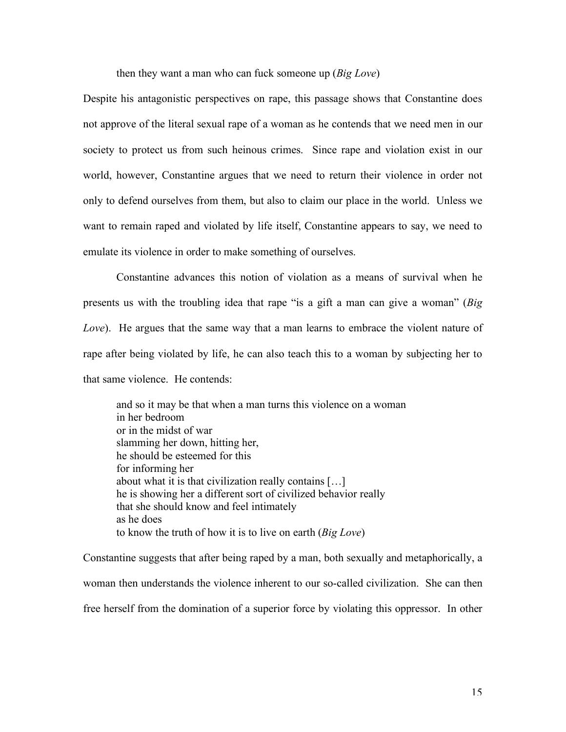then they want a man who can fuck someone up (*Big Love*)

Despite his antagonistic perspectives on rape, this passage shows that Constantine does not approve of the literal sexual rape of a woman as he contends that we need men in our society to protect us from such heinous crimes. Since rape and violation exist in our world, however, Constantine argues that we need to return their violence in order not only to defend ourselves from them, but also to claim our place in the world. Unless we want to remain raped and violated by life itself, Constantine appears to say, we need to emulate its violence in order to make something of ourselves.

Constantine advances this notion of violation as a means of survival when he presents us with the troubling idea that rape "is a gift a man can give a woman" (*Big Love*). He argues that the same way that a man learns to embrace the violent nature of rape after being violated by life, he can also teach this to a woman by subjecting her to that same violence. He contends:

> and so it may be that when a man turns this violence on a woman
> in her bedroom
> or in the midst of war
> slamming her down, hitting her,
> he should be esteemed for this
> for informing her
> about what it is that civilization really contains […]
> he is showing her a different sort of civilized behavior really
> that she should know and feel intimately
> as he does
> to know the truth of how it is to live on earth (*Big Love*)

Constantine suggests that after being raped by a man, both sexually and metaphorically, a woman then understands the violence inherent to our so-called civilization. She can then free herself from the domination of a superior force by violating this oppressor. In other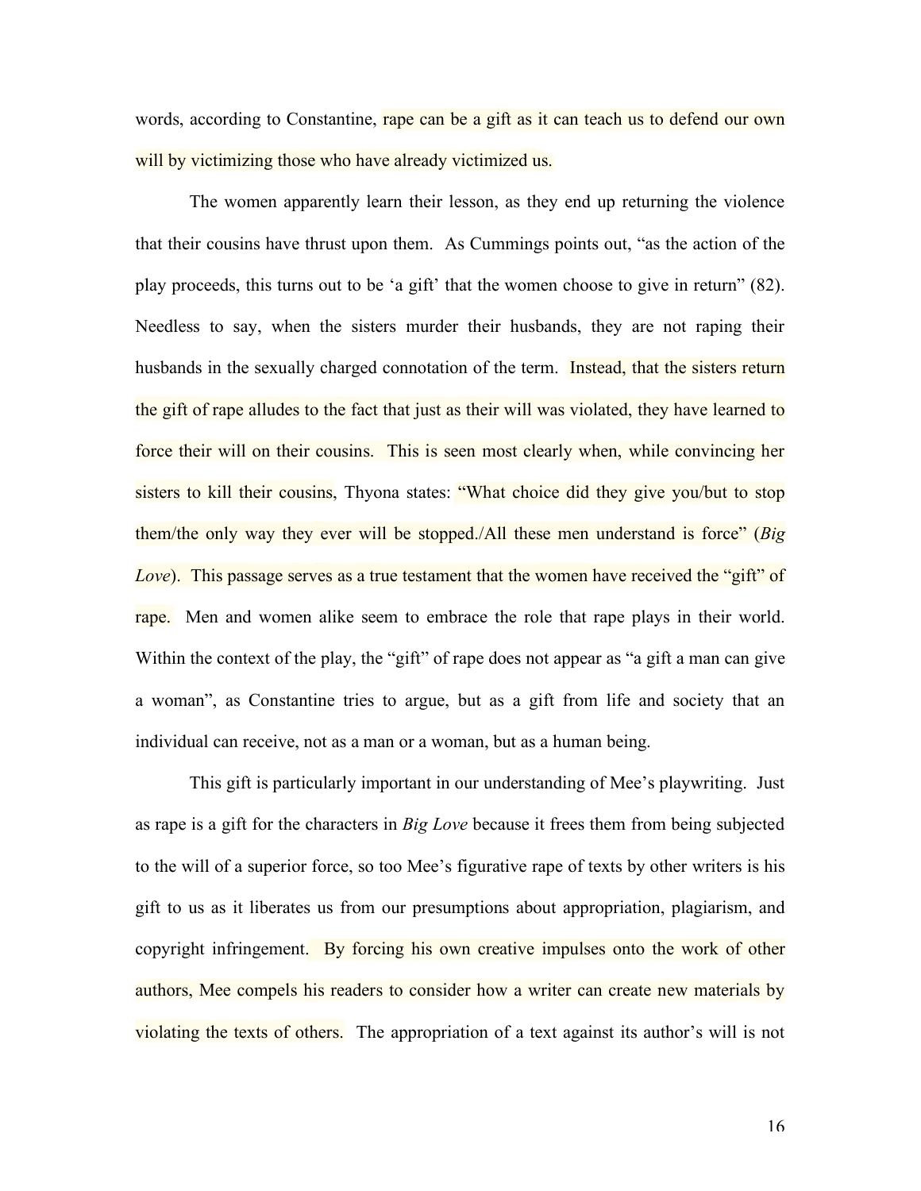words, according to Constantine, rape can be a gift as it can teach us to defend our own will by victimizing those who have already victimized us.

The women apparently learn their lesson, as they end up returning the violence that their cousins have thrust upon them. As Cummings points out, "as the action of the play proceeds, this turns out to be 'a gift' that the women choose to give in return" (82). Needless to say, when the sisters murder their husbands, they are not raping their husbands in the sexually charged connotation of the term. Instead, that the sisters return the gift of rape alludes to the fact that just as their will was violated, they have learned to force their will on their cousins. This is seen most clearly when, while convincing her sisters to kill their cousins, Thyona states: "What choice did they give you/but to stop them/the only way they ever will be stopped./All these men understand is force" (*Big Love*). This passage serves as a true testament that the women have received the "gift" of rape. Men and women alike seem to embrace the role that rape plays in their world. Within the context of the play, the "gift" of rape does not appear as "a gift a man can give a woman", as Constantine tries to argue, but as a gift from life and society that an individual can receive, not as a man or a woman, but as a human being.

This gift is particularly important in our understanding of Mee's playwriting. Just as rape is a gift for the characters in *Big Love* because it frees them from being subjected to the will of a superior force, so too Mee's figurative rape of texts by other writers is his gift to us as it liberates us from our presumptions about appropriation, plagiarism, and copyright infringement. By forcing his own creative impulses onto the work of other authors, Mee compels his readers to consider how a writer can create new materials by violating the texts of others. The appropriation of a text against its author's will is not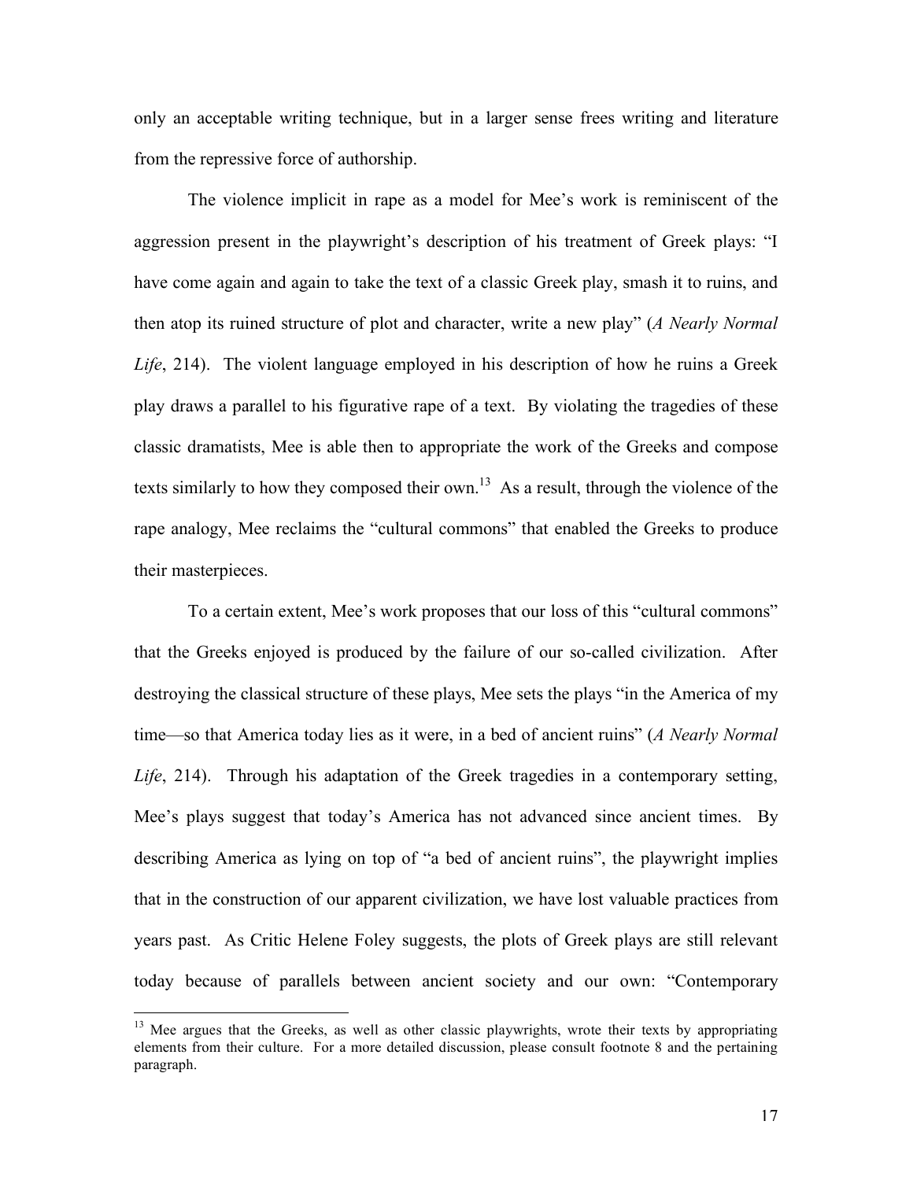only an acceptable writing technique, but in a larger sense frees writing and literature from the repressive force of authorship.

The violence implicit in rape as a model for Mee's work is reminiscent of the aggression present in the playwright's description of his treatment of Greek plays: "I have come again and again to take the text of a classic Greek play, smash it to ruins, and then atop its ruined structure of plot and character, write a new play" (*A Nearly Normal Life*, 214). The violent language employed in his description of how he ruins a Greek play draws a parallel to his figurative rape of a text. By violating the tragedies of these classic dramatists, Mee is able then to appropriate the work of the Greeks and compose texts similarly to how they composed their own.[13] As a result, through the violence of the rape analogy, Mee reclaims the "cultural commons" that enabled the Greeks to produce their masterpieces.

To a certain extent, Mee's work proposes that our loss of this "cultural commons" that the Greeks enjoyed is produced by the failure of our so-called civilization. After destroying the classical structure of these plays, Mee sets the plays "in the America of my time—so that America today lies as it were, in a bed of ancient ruins" (*A Nearly Normal Life*, 214). Through his adaptation of the Greek tragedies in a contemporary setting, Mee's plays suggest that today's America has not advanced since ancient times. By describing America as lying on top of "a bed of ancient ruins", the playwright implies that in the construction of our apparent civilization, we have lost valuable practices from years past. As Critic Helene Foley suggests, the plots of Greek plays are still relevant today because of parallels between ancient society and our own: "Contemporary

---

[13] Mee argues that the Greeks, as well as other classic playwrights, wrote their texts by appropriating elements from their culture. For a more detailed discussion, please consult footnote 8 and the pertaining paragraph.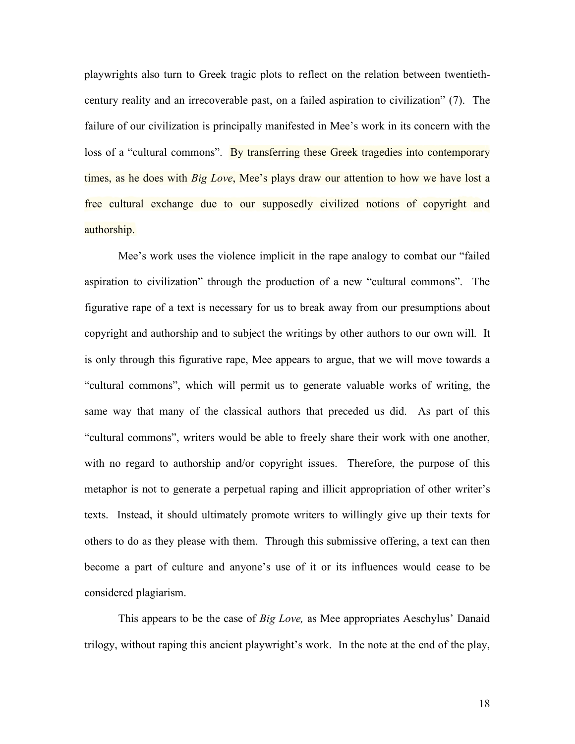playwrights also turn to Greek tragic plots to reflect on the relation between twentieth-century reality and an irrecoverable past, on a failed aspiration to civilization" (7). The failure of our civilization is principally manifested in Mee's work in its concern with the loss of a "cultural commons". By transferring these Greek tragedies into contemporary times, as he does with *Big Love*, Mee's plays draw our attention to how we have lost a free cultural exchange due to our supposedly civilized notions of copyright and authorship.

Mee's work uses the violence implicit in the rape analogy to combat our "failed aspiration to civilization" through the production of a new "cultural commons". The figurative rape of a text is necessary for us to break away from our presumptions about copyright and authorship and to subject the writings by other authors to our own will. It is only through this figurative rape, Mee appears to argue, that we will move towards a "cultural commons", which will permit us to generate valuable works of writing, the same way that many of the classical authors that preceded us did. As part of this "cultural commons", writers would be able to freely share their work with one another, with no regard to authorship and/or copyright issues. Therefore, the purpose of this metaphor is not to generate a perpetual raping and illicit appropriation of other writer's texts. Instead, it should ultimately promote writers to willingly give up their texts for others to do as they please with them. Through this submissive offering, a text can then become a part of culture and anyone's use of it or its influences would cease to be considered plagiarism.

This appears to be the case of *Big Love,* as Mee appropriates Aeschylus' Danaid trilogy, without raping this ancient playwright's work. In the note at the end of the play,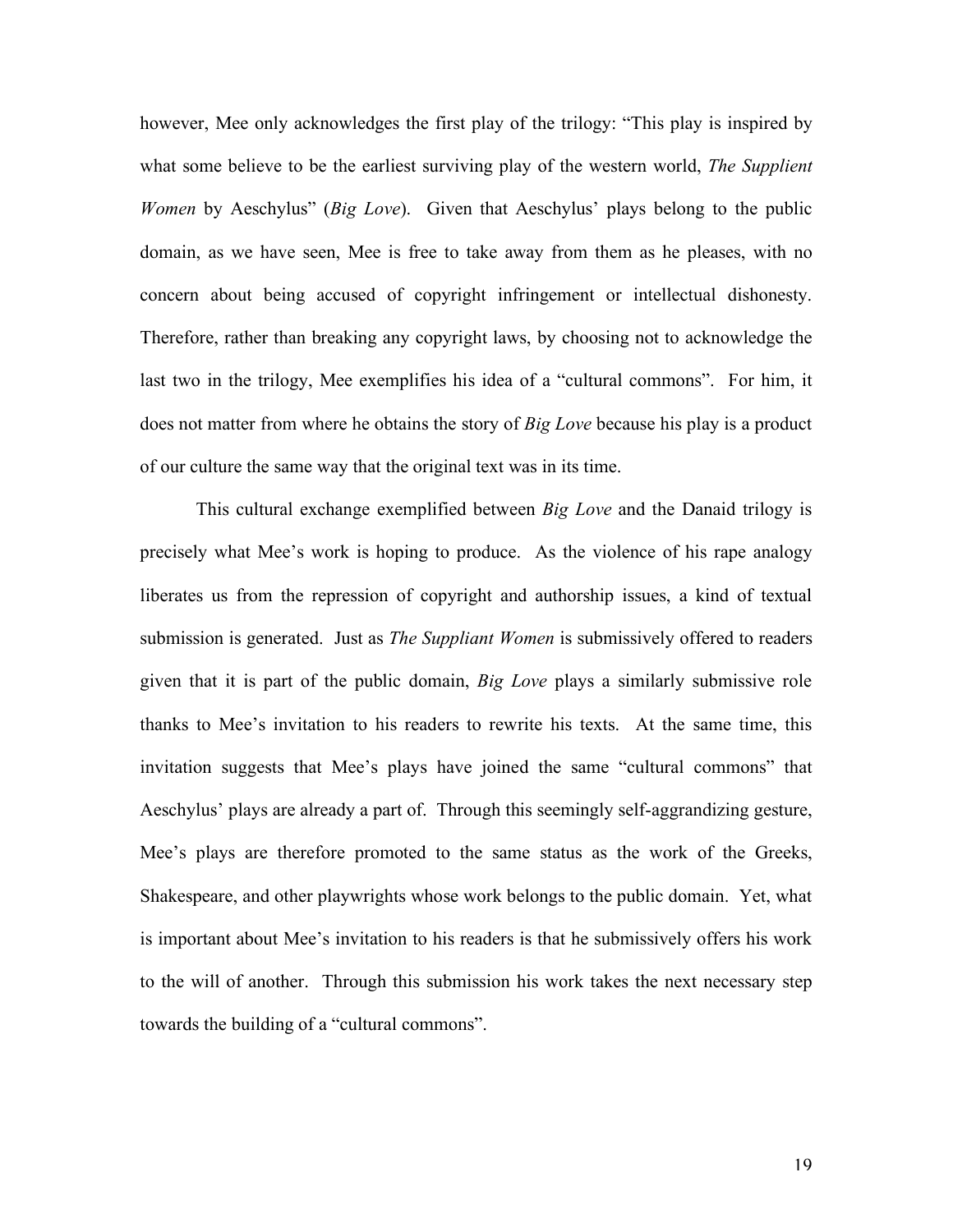however, Mee only acknowledges the first play of the trilogy: "This play is inspired by what some believe to be the earliest surviving play of the western world, *The Supplient Women* by Aeschylus" (*Big Love*). Given that Aeschylus' plays belong to the public domain, as we have seen, Mee is free to take away from them as he pleases, with no concern about being accused of copyright infringement or intellectual dishonesty. Therefore, rather than breaking any copyright laws, by choosing not to acknowledge the last two in the trilogy, Mee exemplifies his idea of a "cultural commons". For him, it does not matter from where he obtains the story of *Big Love* because his play is a product of our culture the same way that the original text was in its time.

This cultural exchange exemplified between *Big Love* and the Danaid trilogy is precisely what Mee's work is hoping to produce. As the violence of his rape analogy liberates us from the repression of copyright and authorship issues, a kind of textual submission is generated. Just as *The Suppliant Women* is submissively offered to readers given that it is part of the public domain, *Big Love* plays a similarly submissive role thanks to Mee's invitation to his readers to rewrite his texts. At the same time, this invitation suggests that Mee's plays have joined the same "cultural commons" that Aeschylus' plays are already a part of. Through this seemingly self-aggrandizing gesture, Mee's plays are therefore promoted to the same status as the work of the Greeks, Shakespeare, and other playwrights whose work belongs to the public domain. Yet, what is important about Mee's invitation to his readers is that he submissively offers his work to the will of another. Through this submission his work takes the next necessary step towards the building of a "cultural commons".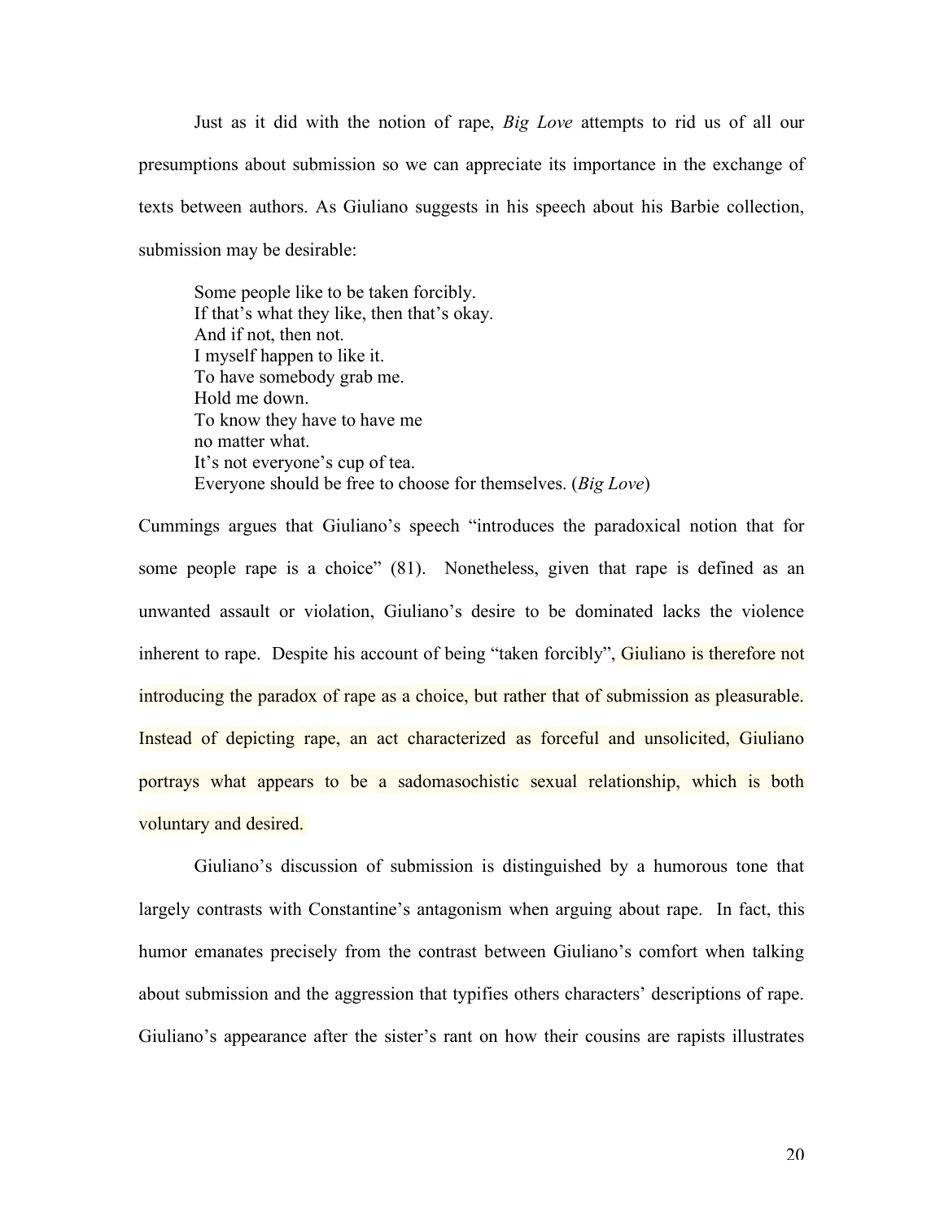Just as it did with the notion of rape, *Big Love* attempts to rid us of all our presumptions about submission so we can appreciate its importance in the exchange of texts between authors. As Giuliano suggests in his speech about his Barbie collection, submission may be desirable:

> Some people like to be taken forcibly.
> If that's what they like, then that's okay.
> And if not, then not.
> I myself happen to like it.
> To have somebody grab me.
> Hold me down.
> To know they have to have me
> no matter what.
> It's not everyone's cup of tea.
> Everyone should be free to choose for themselves. (*Big Love*)

Cummings argues that Giuliano's speech "introduces the paradoxical notion that for some people rape is a choice" (81). Nonetheless, given that rape is defined as an unwanted assault or violation, Giuliano's desire to be dominated lacks the violence inherent to rape. Despite his account of being "taken forcibly", Giuliano is therefore not introducing the paradox of rape as a choice, but rather that of submission as pleasurable. Instead of depicting rape, an act characterized as forceful and unsolicited, Giuliano portrays what appears to be a sadomasochistic sexual relationship, which is both voluntary and desired.

Giuliano's discussion of submission is distinguished by a humorous tone that largely contrasts with Constantine's antagonism when arguing about rape. In fact, this humor emanates precisely from the contrast between Giuliano's comfort when talking about submission and the aggression that typifies others characters' descriptions of rape. Giuliano's appearance after the sister's rant on how their cousins are rapists illustrates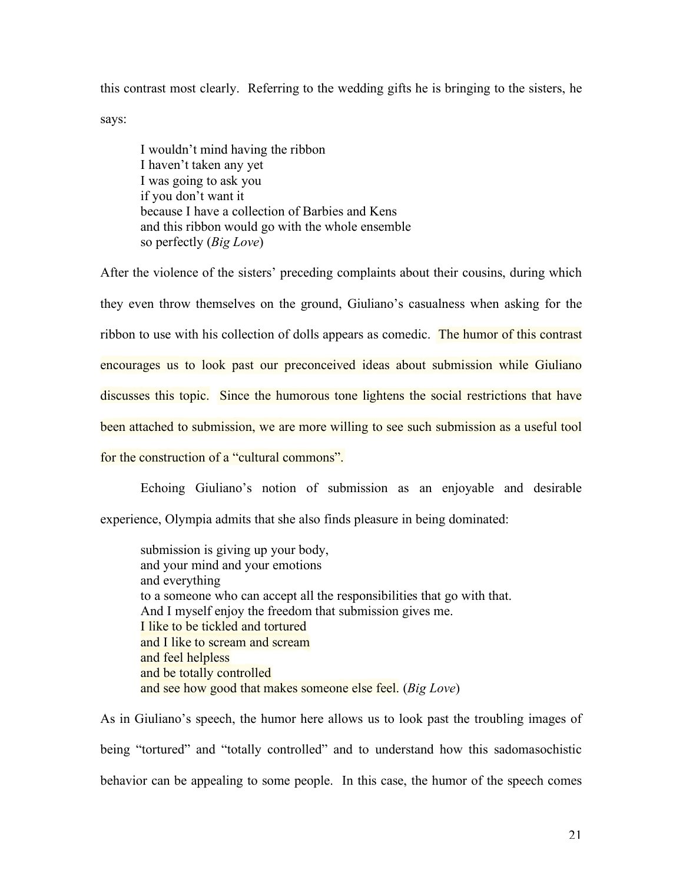this contrast most clearly. Referring to the wedding gifts he is bringing to the sisters, he says:

> I wouldn't mind having the ribbon
> I haven't taken any yet
> I was going to ask you
> if you don't want it
> because I have a collection of Barbies and Kens
> and this ribbon would go with the whole ensemble
> so perfectly (*Big Love*)

After the violence of the sisters' preceding complaints about their cousins, during which they even throw themselves on the ground, Giuliano's casualness when asking for the ribbon to use with his collection of dolls appears as comedic. The humor of this contrast encourages us to look past our preconceived ideas about submission while Giuliano discusses this topic. Since the humorous tone lightens the social restrictions that have been attached to submission, we are more willing to see such submission as a useful tool for the construction of a "cultural commons".

Echoing Giuliano's notion of submission as an enjoyable and desirable experience, Olympia admits that she also finds pleasure in being dominated:

> submission is giving up your body,
> and your mind and your emotions
> and everything
> to a someone who can accept all the responsibilities that go with that.
> And I myself enjoy the freedom that submission gives me.
> I like to be tickled and tortured
> and I like to scream and scream
> and feel helpless
> and be totally controlled
> and see how good that makes someone else feel. (*Big Love*)

As in Giuliano's speech, the humor here allows us to look past the troubling images of being "tortured" and "totally controlled" and to understand how this sadomasochistic behavior can be appealing to some people. In this case, the humor of the speech comes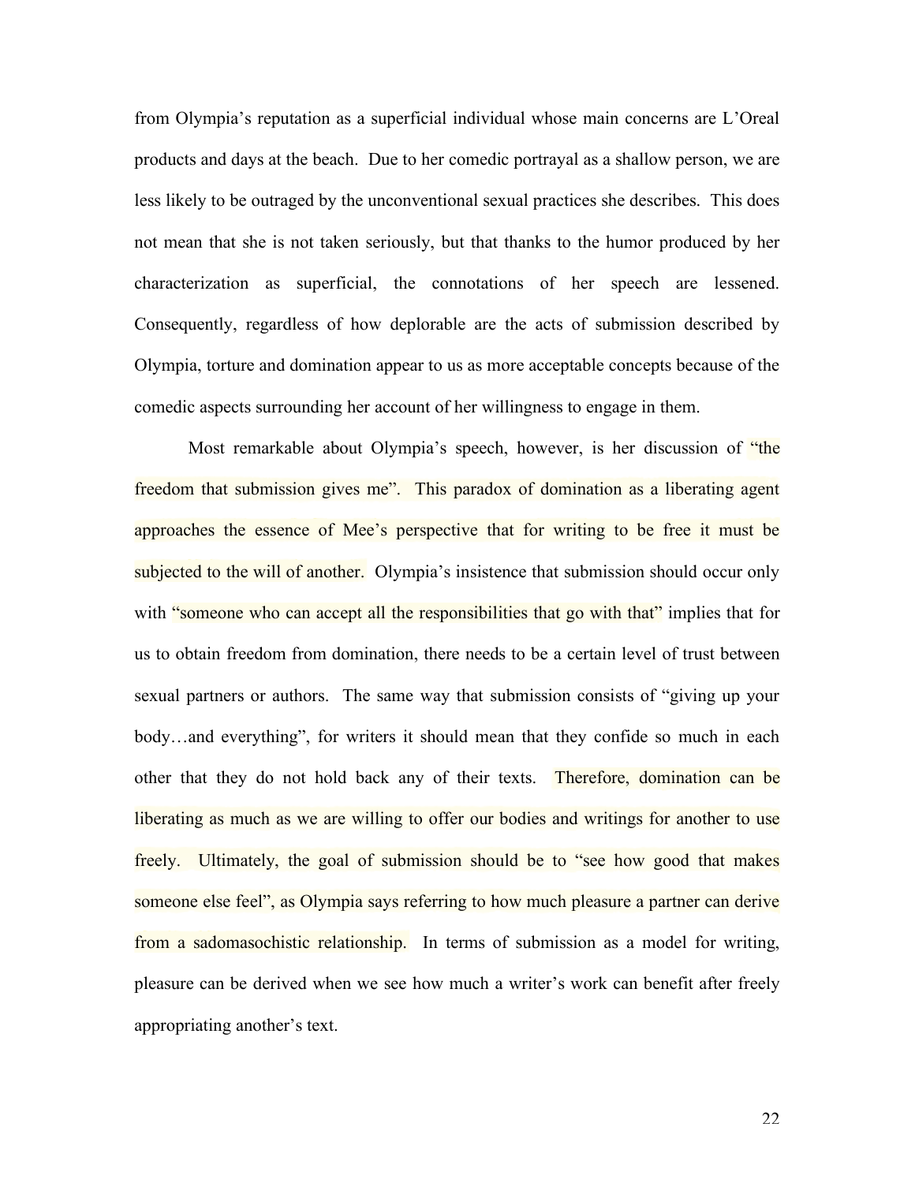from Olympia's reputation as a superficial individual whose main concerns are L'Oreal products and days at the beach. Due to her comedic portrayal as a shallow person, we are less likely to be outraged by the unconventional sexual practices she describes. This does not mean that she is not taken seriously, but that thanks to the humor produced by her characterization as superficial, the connotations of her speech are lessened. Consequently, regardless of how deplorable are the acts of submission described by Olympia, torture and domination appear to us as more acceptable concepts because of the comedic aspects surrounding her account of her willingness to engage in them.

Most remarkable about Olympia's speech, however, is her discussion of "the freedom that submission gives me". This paradox of domination as a liberating agent approaches the essence of Mee's perspective that for writing to be free it must be subjected to the will of another. Olympia's insistence that submission should occur only with "someone who can accept all the responsibilities that go with that" implies that for us to obtain freedom from domination, there needs to be a certain level of trust between sexual partners or authors. The same way that submission consists of "giving up your body…and everything", for writers it should mean that they confide so much in each other that they do not hold back any of their texts. Therefore, domination can be liberating as much as we are willing to offer our bodies and writings for another to use freely. Ultimately, the goal of submission should be to "see how good that makes someone else feel", as Olympia says referring to how much pleasure a partner can derive from a sadomasochistic relationship. In terms of submission as a model for writing, pleasure can be derived when we see how much a writer's work can benefit after freely appropriating another's text.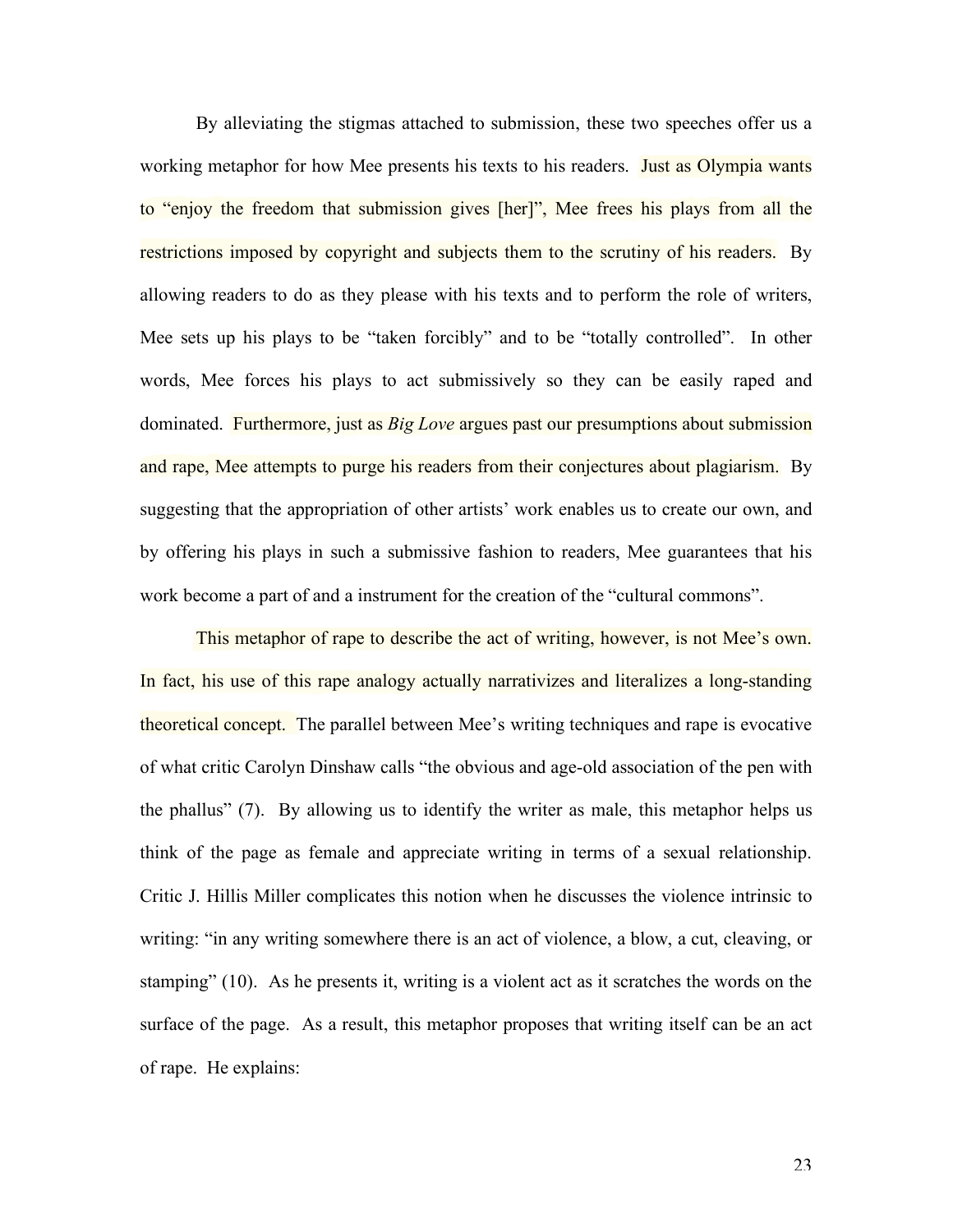By alleviating the stigmas attached to submission, these two speeches offer us a working metaphor for how Mee presents his texts to his readers. Just as Olympia wants to "enjoy the freedom that submission gives [her]", Mee frees his plays from all the restrictions imposed by copyright and subjects them to the scrutiny of his readers. By allowing readers to do as they please with his texts and to perform the role of writers, Mee sets up his plays to be "taken forcibly" and to be "totally controlled". In other words, Mee forces his plays to act submissively so they can be easily raped and dominated. Furthermore, just as *Big Love* argues past our presumptions about submission and rape, Mee attempts to purge his readers from their conjectures about plagiarism. By suggesting that the appropriation of other artists' work enables us to create our own, and by offering his plays in such a submissive fashion to readers, Mee guarantees that his work become a part of and a instrument for the creation of the "cultural commons".

This metaphor of rape to describe the act of writing, however, is not Mee's own. In fact, his use of this rape analogy actually narrativizes and literalizes a long-standing theoretical concept. The parallel between Mee's writing techniques and rape is evocative of what critic Carolyn Dinshaw calls "the obvious and age-old association of the pen with the phallus" (7). By allowing us to identify the writer as male, this metaphor helps us think of the page as female and appreciate writing in terms of a sexual relationship. Critic J. Hillis Miller complicates this notion when he discusses the violence intrinsic to writing: "in any writing somewhere there is an act of violence, a blow, a cut, cleaving, or stamping" (10). As he presents it, writing is a violent act as it scratches the words on the surface of the page. As a result, this metaphor proposes that writing itself can be an act of rape. He explains: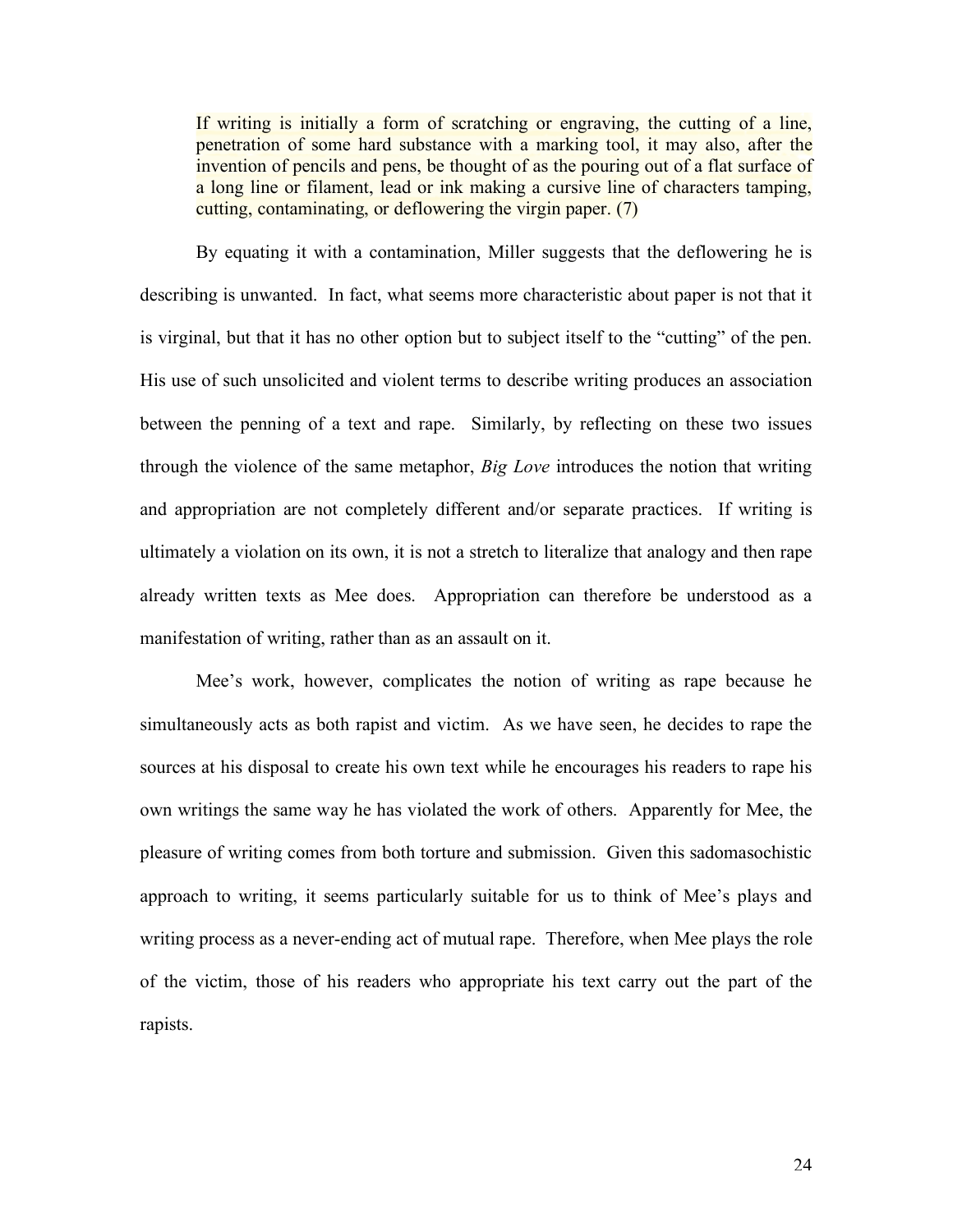> If writing is initially a form of scratching or engraving, the cutting of a line, penetration of some hard substance with a marking tool, it may also, after the invention of pencils and pens, be thought of as the pouring out of a flat surface of a long line or filament, lead or ink making a cursive line of characters tamping, cutting, contaminating, or deflowering the virgin paper. (7)

By equating it with a contamination, Miller suggests that the deflowering he is describing is unwanted. In fact, what seems more characteristic about paper is not that it is virginal, but that it has no other option but to subject itself to the "cutting" of the pen. His use of such unsolicited and violent terms to describe writing produces an association between the penning of a text and rape. Similarly, by reflecting on these two issues through the violence of the same metaphor, *Big Love* introduces the notion that writing and appropriation are not completely different and/or separate practices. If writing is ultimately a violation on its own, it is not a stretch to literalize that analogy and then rape already written texts as Mee does. Appropriation can therefore be understood as a manifestation of writing, rather than as an assault on it.

Mee's work, however, complicates the notion of writing as rape because he simultaneously acts as both rapist and victim. As we have seen, he decides to rape the sources at his disposal to create his own text while he encourages his readers to rape his own writings the same way he has violated the work of others. Apparently for Mee, the pleasure of writing comes from both torture and submission. Given this sadomasochistic approach to writing, it seems particularly suitable for us to think of Mee's plays and writing process as a never-ending act of mutual rape. Therefore, when Mee plays the role of the victim, those of his readers who appropriate his text carry out the part of the rapists.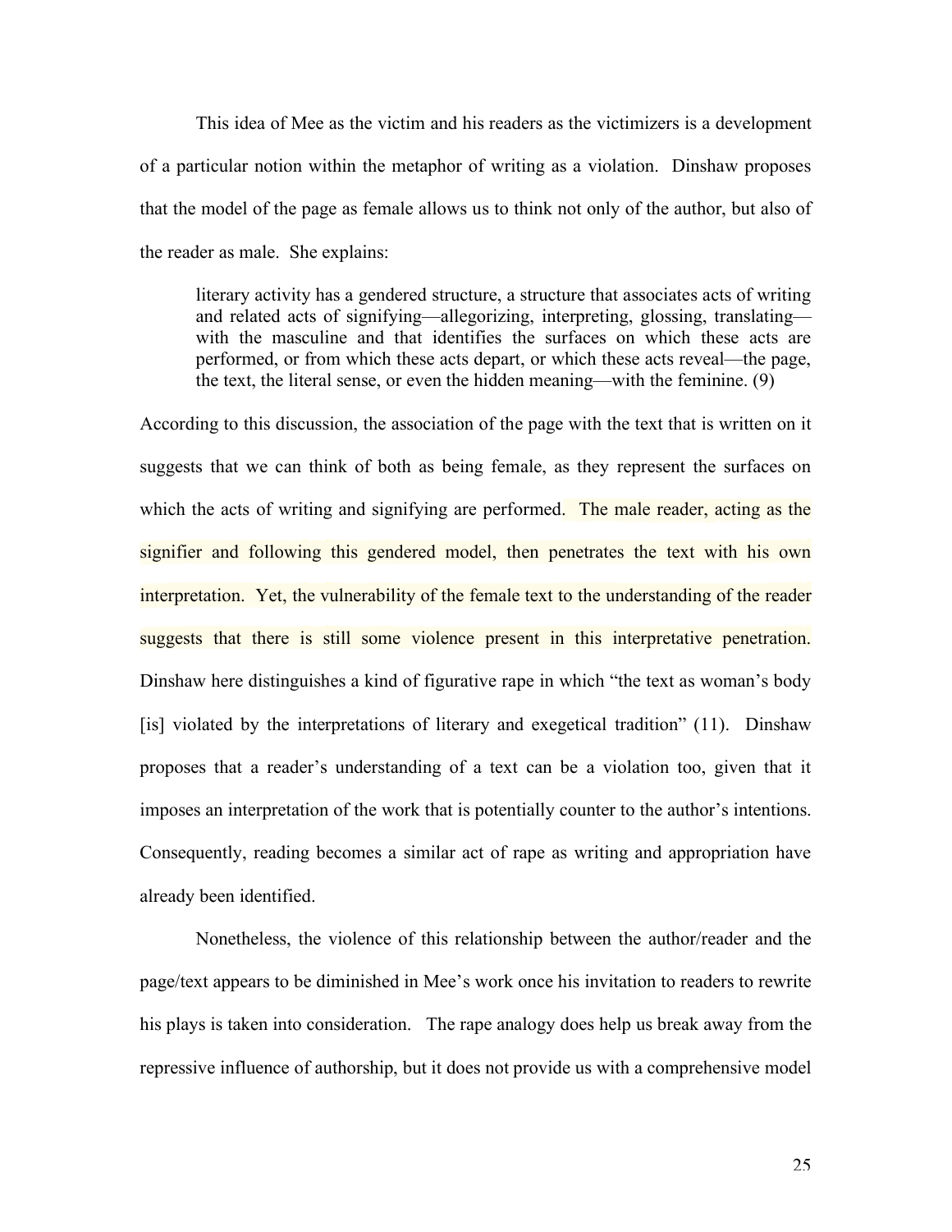This idea of Mee as the victim and his readers as the victimizers is a development of a particular notion within the metaphor of writing as a violation. Dinshaw proposes that the model of the page as female allows us to think not only of the author, but also of the reader as male. She explains:

> literary activity has a gendered structure, a structure that associates acts of writing and related acts of signifying—allegorizing, interpreting, glossing, translating—with the masculine and that identifies the surfaces on which these acts are performed, or from which these acts depart, or which these acts reveal—the page, the text, the literal sense, or even the hidden meaning—with the feminine. (9)

According to this discussion, the association of the page with the text that is written on it suggests that we can think of both as being female, as they represent the surfaces on which the acts of writing and signifying are performed. The male reader, acting as the signifier and following this gendered model, then penetrates the text with his own interpretation. Yet, the vulnerability of the female text to the understanding of the reader suggests that there is still some violence present in this interpretative penetration. Dinshaw here distinguishes a kind of figurative rape in which "the text as woman's body [is] violated by the interpretations of literary and exegetical tradition" (11). Dinshaw proposes that a reader's understanding of a text can be a violation too, given that it imposes an interpretation of the work that is potentially counter to the author's intentions. Consequently, reading becomes a similar act of rape as writing and appropriation have already been identified.

Nonetheless, the violence of this relationship between the author/reader and the page/text appears to be diminished in Mee's work once his invitation to readers to rewrite his plays is taken into consideration. The rape analogy does help us break away from the repressive influence of authorship, but it does not provide us with a comprehensive model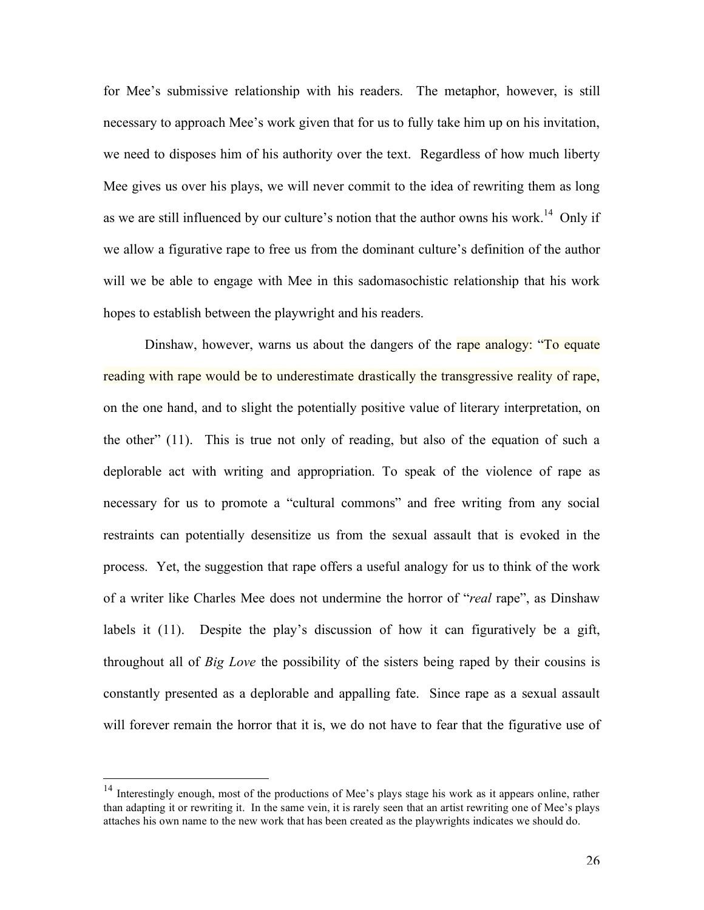for Mee's submissive relationship with his readers. The metaphor, however, is still necessary to approach Mee's work given that for us to fully take him up on his invitation, we need to disposes him of his authority over the text. Regardless of how much liberty Mee gives us over his plays, we will never commit to the idea of rewriting them as long as we are still influenced by our culture's notion that the author owns his work.[14] Only if we allow a figurative rape to free us from the dominant culture's definition of the author will we be able to engage with Mee in this sadomasochistic relationship that his work hopes to establish between the playwright and his readers.

Dinshaw, however, warns us about the dangers of the rape analogy: "To equate reading with rape would be to underestimate drastically the transgressive reality of rape, on the one hand, and to slight the potentially positive value of literary interpretation, on the other" (11). This is true not only of reading, but also of the equation of such a deplorable act with writing and appropriation. To speak of the violence of rape as necessary for us to promote a "cultural commons" and free writing from any social restraints can potentially desensitize us from the sexual assault that is evoked in the process. Yet, the suggestion that rape offers a useful analogy for us to think of the work of a writer like Charles Mee does not undermine the horror of "*real* rape", as Dinshaw labels it (11). Despite the play's discussion of how it can figuratively be a gift, throughout all of *Big Love* the possibility of the sisters being raped by their cousins is constantly presented as a deplorable and appalling fate. Since rape as a sexual assault will forever remain the horror that it is, we do not have to fear that the figurative use of

---

[14] Interestingly enough, most of the productions of Mee's plays stage his work as it appears online, rather than adapting it or rewriting it. In the same vein, it is rarely seen that an artist rewriting one of Mee's plays attaches his own name to the new work that has been created as the playwrights indicates we should do.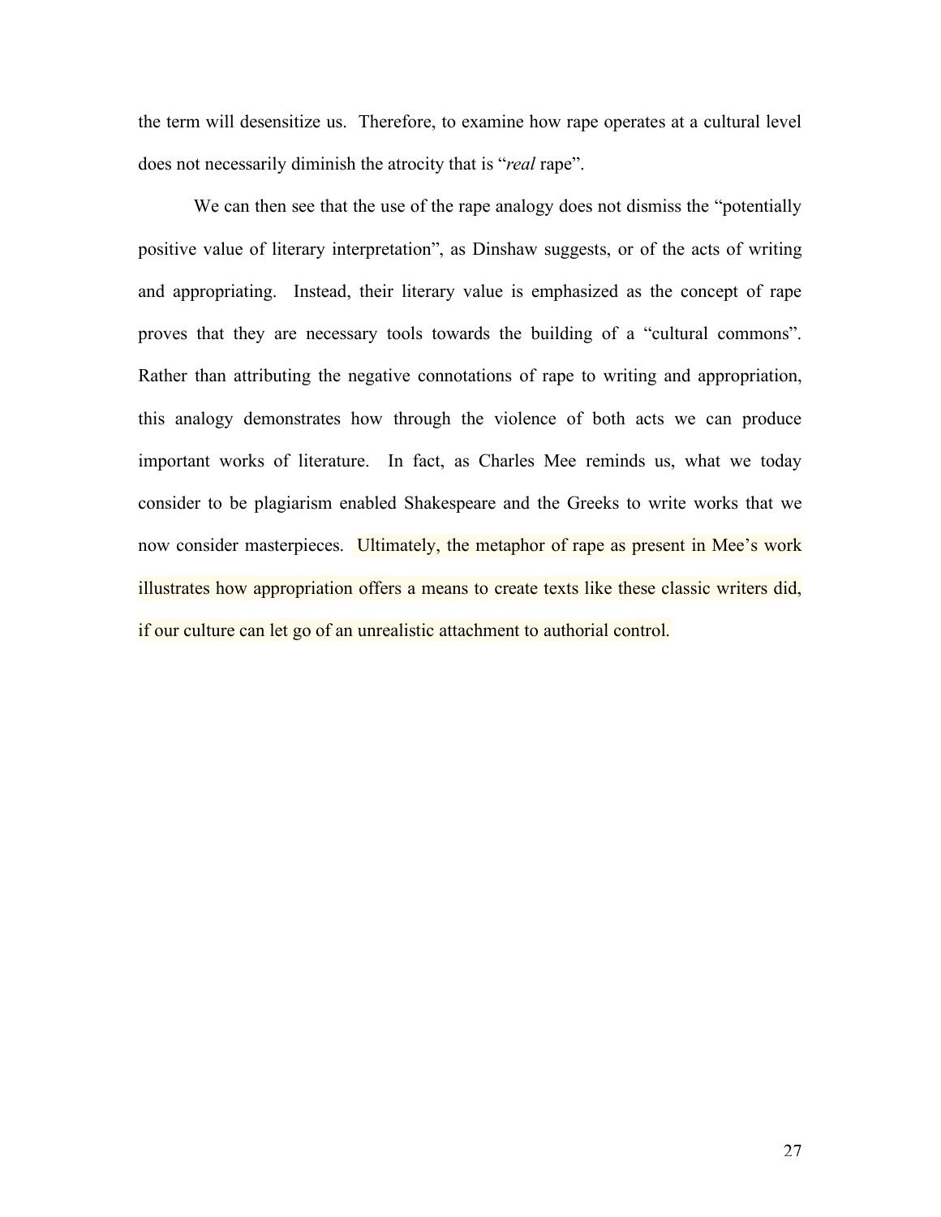the term will desensitize us. Therefore, to examine how rape operates at a cultural level does not necessarily diminish the atrocity that is "*real* rape".

We can then see that the use of the rape analogy does not dismiss the "potentially positive value of literary interpretation", as Dinshaw suggests, or of the acts of writing and appropriating. Instead, their literary value is emphasized as the concept of rape proves that they are necessary tools towards the building of a "cultural commons". Rather than attributing the negative connotations of rape to writing and appropriation, this analogy demonstrates how through the violence of both acts we can produce important works of literature. In fact, as Charles Mee reminds us, what we today consider to be plagiarism enabled Shakespeare and the Greeks to write works that we now consider masterpieces. Ultimately, the metaphor of rape as present in Mee's work illustrates how appropriation offers a means to create texts like these classic writers did, if our culture can let go of an unrealistic attachment to authorial control.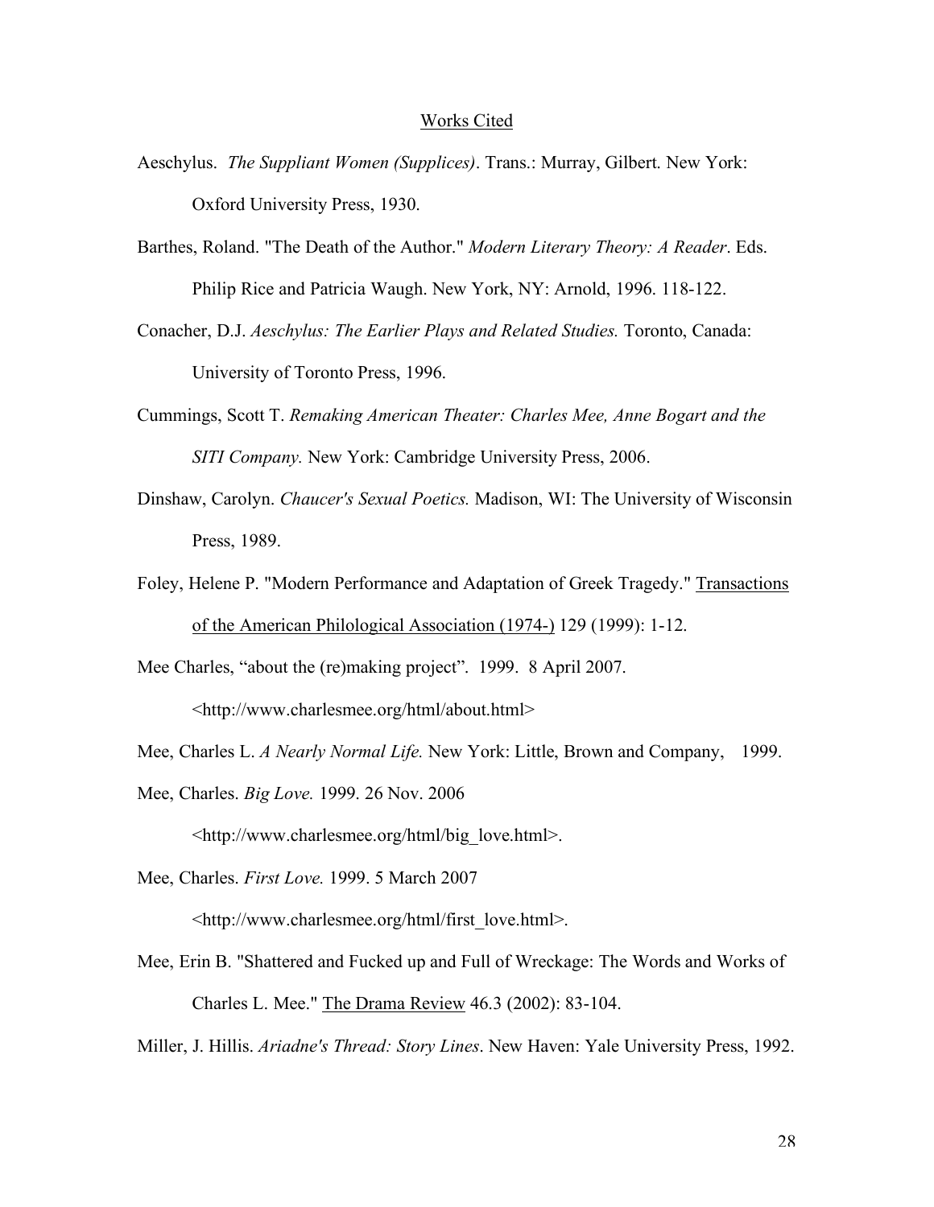Works Cited

Aeschylus. *The Suppliant Women (Supplices)*. Trans.: Murray, Gilbert. New York: Oxford University Press, 1930.

Barthes, Roland. "The Death of the Author." *Modern Literary Theory: A Reader*. Eds. Philip Rice and Patricia Waugh. New York, NY: Arnold, 1996. 118-122.

Conacher, D.J. *Aeschylus: The Earlier Plays and Related Studies.* Toronto, Canada: University of Toronto Press, 1996.

Cummings, Scott T. *Remaking American Theater: Charles Mee, Anne Bogart and the SITI Company.* New York: Cambridge University Press, 2006.

Dinshaw, Carolyn. *Chaucer's Sexual Poetics.* Madison, WI: The University of Wisconsin Press, 1989.

Foley, Helene P. "Modern Performance and Adaptation of Greek Tragedy." Transactions of the American Philological Association (1974-) 129 (1999): 1-12.

Mee Charles, "about the (re)making project". 1999. 8 April 2007. <http://www.charlesmee.org/html/about.html>

Mee, Charles L. *A Nearly Normal Life.* New York: Little, Brown and Company, 1999.

Mee, Charles. *Big Love.* 1999. 26 Nov. 2006 <http://www.charlesmee.org/html/big_love.html>.

Mee, Charles. *First Love.* 1999. 5 March 2007 <http://www.charlesmee.org/html/first_love.html>.

Mee, Erin B. "Shattered and Fucked up and Full of Wreckage: The Words and Works of Charles L. Mee." The Drama Review 46.3 (2002): 83-104.

Miller, J. Hillis. *Ariadne's Thread: Story Lines*. New Haven: Yale University Press, 1992.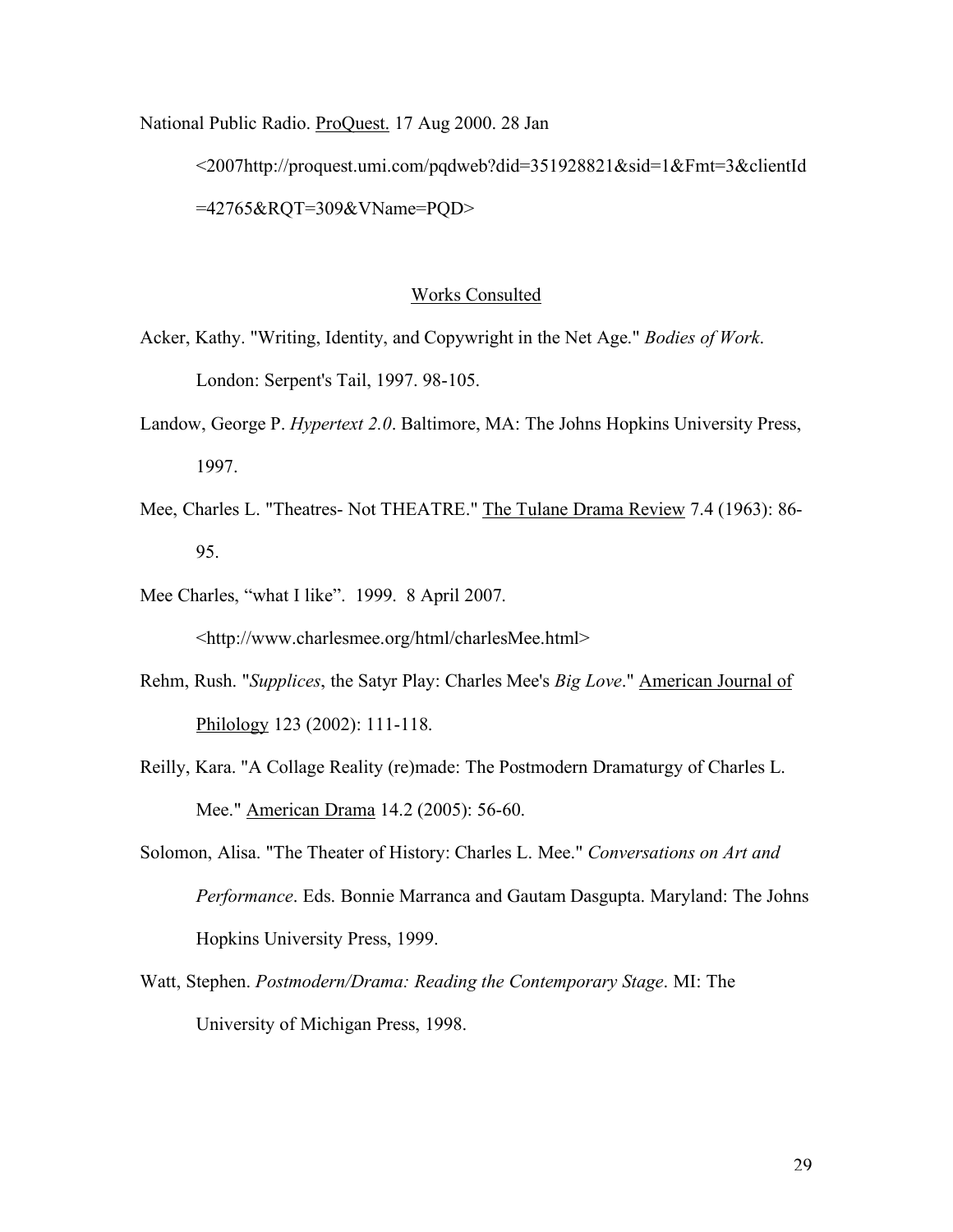National Public Radio. <u>ProQuest.</u> 17 Aug 2000. 28 Jan <2007http://proquest.umi.com/pqdweb?did=351928821&sid=1&Fmt=3&clientId=42765&RQT=309&VName=PQD>

## Works Consulted

Acker, Kathy. "Writing, Identity, and Copywright in the Net Age." *Bodies of Work*. London: Serpent's Tail, 1997. 98-105.

Landow, George P. *Hypertext 2.0*. Baltimore, MA: The Johns Hopkins University Press, 1997.

Mee, Charles L. "Theatres- Not THEATRE." <u>The Tulane Drama Review</u> 7.4 (1963): 86-95.

Mee Charles, "what I like". 1999. 8 April 2007. <http://www.charlesmee.org/html/charlesMee.html>

Rehm, Rush. "*Supplices*, the Satyr Play: Charles Mee's *Big Love*." <u>American Journal of Philology</u> 123 (2002): 111-118.

Reilly, Kara. "A Collage Reality (re)made: The Postmodern Dramaturgy of Charles L. Mee." <u>American Drama</u> 14.2 (2005): 56-60.

Solomon, Alisa. "The Theater of History: Charles L. Mee." *Conversations on Art and Performance*. Eds. Bonnie Marranca and Gautam Dasgupta. Maryland: The Johns Hopkins University Press, 1999.

Watt, Stephen. *Postmodern/Drama: Reading the Contemporary Stage*. MI: The University of Michigan Press, 1998.